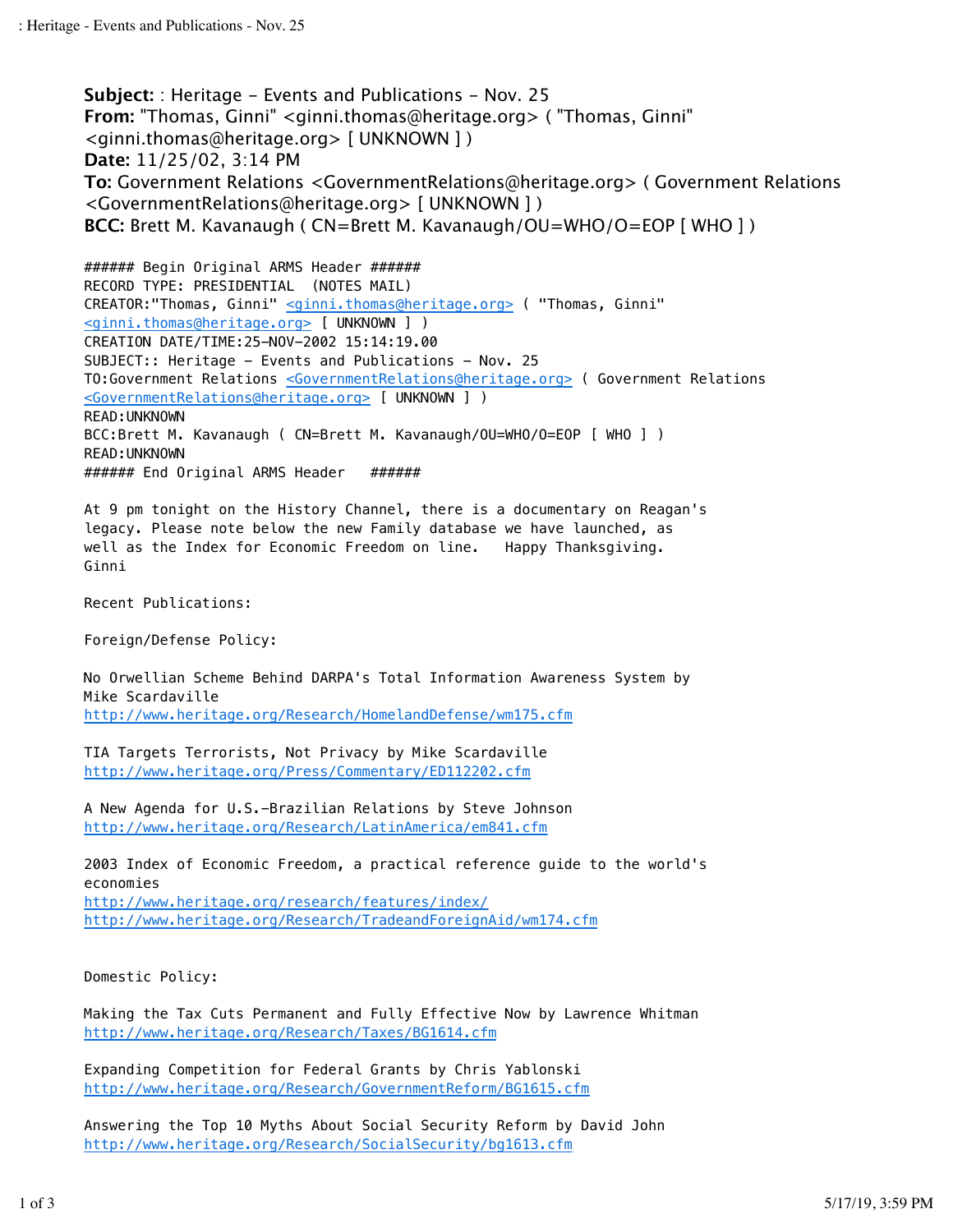**Subject:** : Heritage - Events and Publications - Nov. 25
**From:** "Thomas, Ginni" <ginni.thomas@heritage.org> ( "Thomas, Ginni" <ginni.thomas@heritage.org> [ UNKNOWN ] )
**Date:** 11/25/02, 3:14 PM
**To:** Government Relations <GovernmentRelations@heritage.org> ( Government Relations <GovernmentRelations@heritage.org> [ UNKNOWN ] )
**BCC:** Brett M. Kavanaugh ( CN=Brett M. Kavanaugh/OU=WHO/O=EOP [ WHO ] )

```
###### Begin Original ARMS Header ######
RECORD TYPE: PRESIDENTIAL  (NOTES MAIL)
CREATOR:"Thomas, Ginni" <ginni.thomas@heritage.org> ( "Thomas, Ginni"
<ginni.thomas@heritage.org> [ UNKNOWN ] )
CREATION DATE/TIME:25-NOV-2002 15:14:19.00
SUBJECT:: Heritage - Events and Publications - Nov. 25
TO:Government Relations <GovernmentRelations@heritage.org> ( Government Relations
<GovernmentRelations@heritage.org> [ UNKNOWN ] )
READ:UNKNOWN
BCC:Brett M. Kavanaugh ( CN=Brett M. Kavanaugh/OU=WHO/O=EOP [ WHO ] )
READ:UNKNOWN
###### End Original ARMS Header  ######
```

At 9 pm tonight on the History Channel, there is a documentary on Reagan's legacy. Please note below the new Family database we have launched, as well as the Index for Economic Freedom on line.   Happy Thanksgiving.
Ginni

Recent Publications:

Foreign/Defense Policy:

No Orwellian Scheme Behind DARPA's Total Information Awareness System by Mike Scardaville
http://www.heritage.org/Research/HomelandDefense/wm175.cfm

TIA Targets Terrorists, Not Privacy by Mike Scardaville
http://www.heritage.org/Press/Commentary/ED112202.cfm

A New Agenda for U.S.-Brazilian Relations by Steve Johnson
http://www.heritage.org/Research/LatinAmerica/em841.cfm

2003 Index of Economic Freedom, a practical reference guide to the world's economies
http://www.heritage.org/research/features/index/
http://www.heritage.org/Research/TradeandForeignAid/wm174.cfm

Domestic Policy:

Making the Tax Cuts Permanent and Fully Effective Now by Lawrence Whitman
http://www.heritage.org/Research/Taxes/BG1614.cfm

Expanding Competition for Federal Grants by Chris Yablonski
http://www.heritage.org/Research/GovernmentReform/BG1615.cfm

Answering the Top 10 Myths About Social Security Reform by David John
http://www.heritage.org/Research/SocialSecurity/bg1613.cfm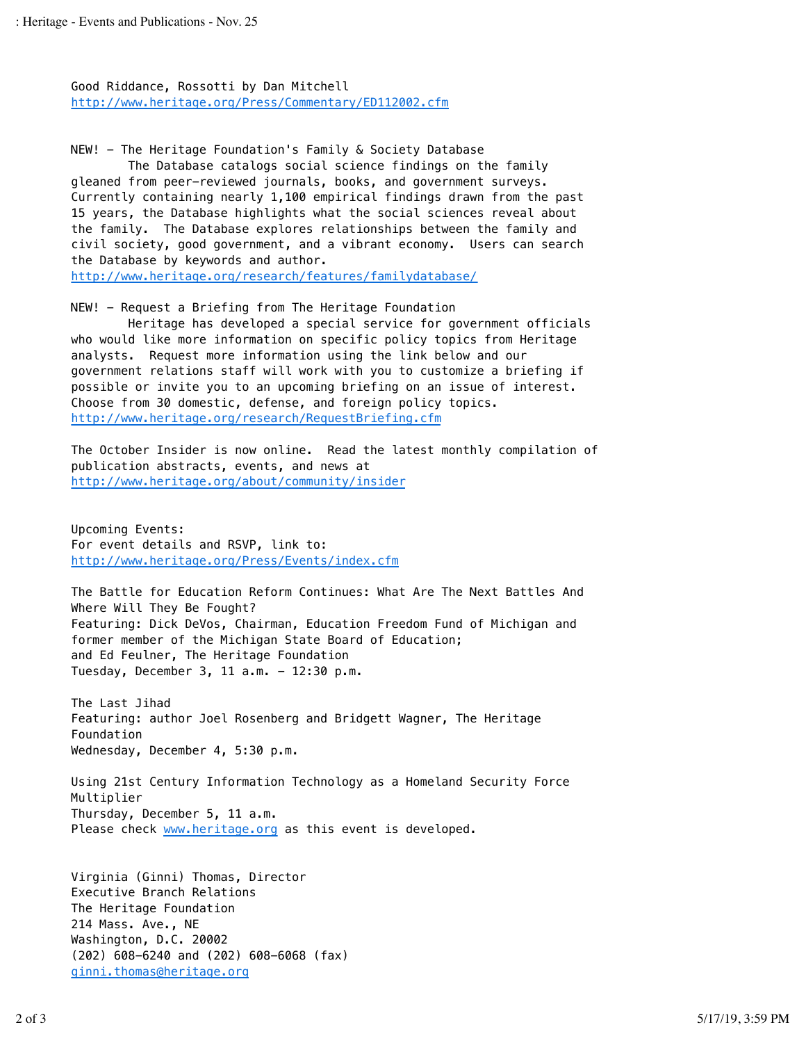Good Riddance, Rossotti by Dan Mitchell
http://www.heritage.org/Press/Commentary/ED112002.cfm

NEW! - The Heritage Foundation's Family & Society Database
The Database catalogs social science findings on the family gleaned from peer-reviewed journals, books, and government surveys. Currently containing nearly 1,100 empirical findings drawn from the past 15 years, the Database highlights what the social sciences reveal about the family. The Database explores relationships between the family and civil society, good government, and a vibrant economy. Users can search the Database by keywords and author.
http://www.heritage.org/research/features/familydatabase/

NEW! - Request a Briefing from The Heritage Foundation
Heritage has developed a special service for government officials who would like more information on specific policy topics from Heritage analysts. Request more information using the link below and our government relations staff will work with you to customize a briefing if possible or invite you to an upcoming briefing on an issue of interest. Choose from 30 domestic, defense, and foreign policy topics.
http://www.heritage.org/research/RequestBriefing.cfm

The October Insider is now online. Read the latest monthly compilation of publication abstracts, events, and news at
http://www.heritage.org/about/community/insider

Upcoming Events:
For event details and RSVP, link to:
http://www.heritage.org/Press/Events/index.cfm

The Battle for Education Reform Continues: What Are The Next Battles And Where Will They Be Fought?
Featuring: Dick DeVos, Chairman, Education Freedom Fund of Michigan and former member of the Michigan State Board of Education;
and Ed Feulner, The Heritage Foundation
Tuesday, December 3, 11 a.m. - 12:30 p.m.

The Last Jihad
Featuring: author Joel Rosenberg and Bridgett Wagner, The Heritage Foundation
Wednesday, December 4, 5:30 p.m.

Using 21st Century Information Technology as a Homeland Security Force Multiplier
Thursday, December 5, 11 a.m.
Please check www.heritage.org as this event is developed.

Virginia (Ginni) Thomas, Director
Executive Branch Relations
The Heritage Foundation
214 Mass. Ave., NE
Washington, D.C. 20002
(202) 608-6240 and (202) 608-6068 (fax)
ginni.thomas@heritage.org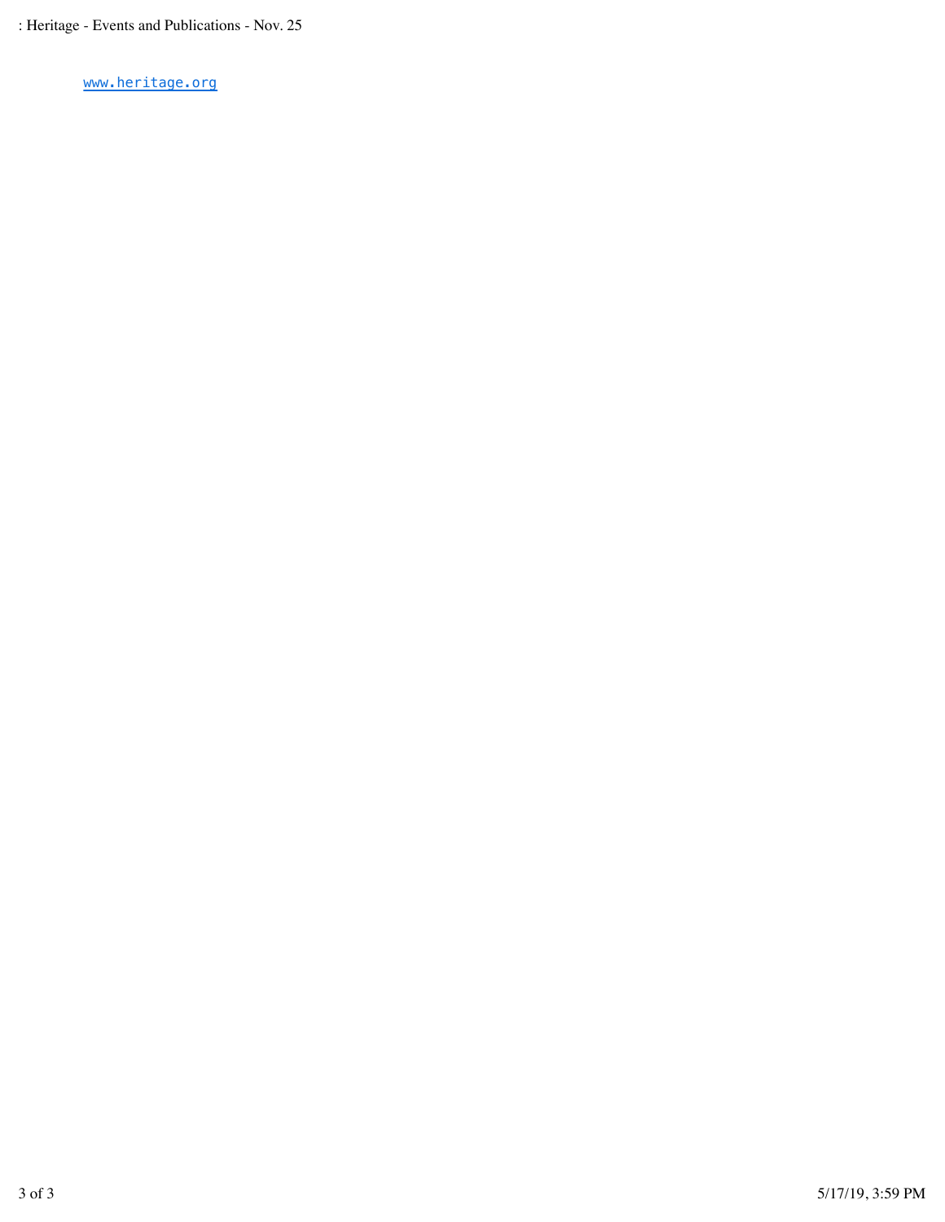[www.heritage.org](http://www.heritage.org)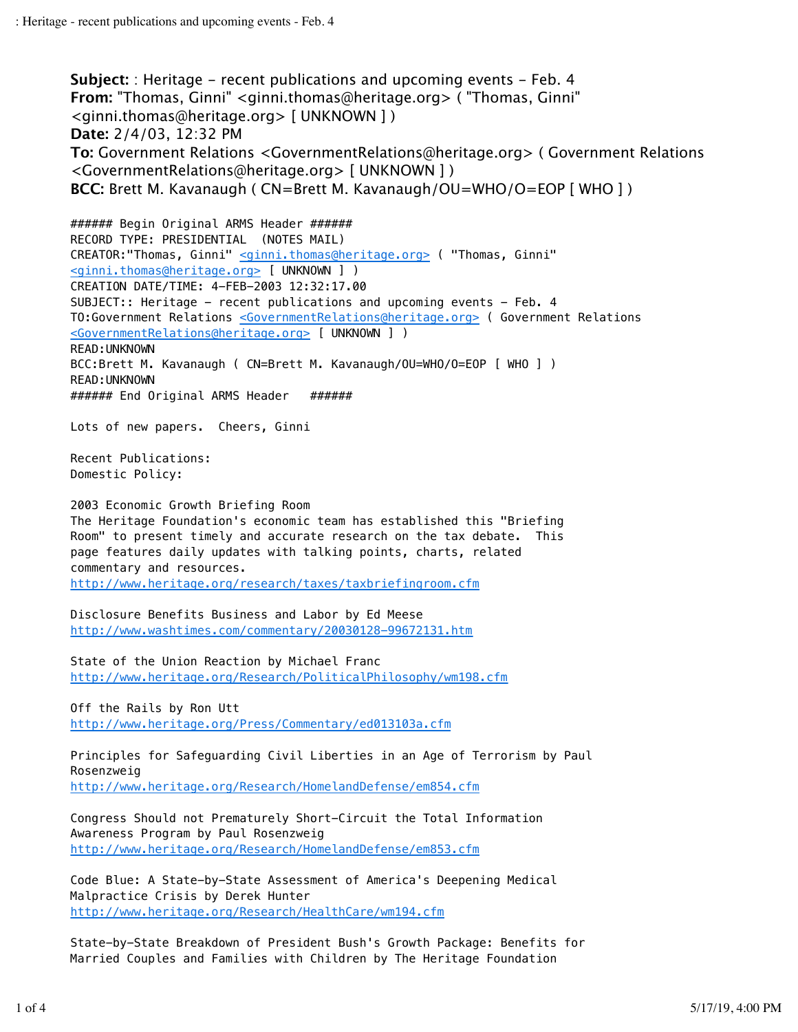**Subject:** : Heritage - recent publications and upcoming events - Feb. 4
**From:** "Thomas, Ginni" <ginni.thomas@heritage.org> ( "Thomas, Ginni" <ginni.thomas@heritage.org> [ UNKNOWN ] )
**Date:** 2/4/03, 12:32 PM
**To:** Government Relations <GovernmentRelations@heritage.org> ( Government Relations <GovernmentRelations@heritage.org> [ UNKNOWN ] )
**BCC:** Brett M. Kavanaugh ( CN=Brett M. Kavanaugh/OU=WHO/O=EOP [ WHO ] )

```
###### Begin Original ARMS Header ######
RECORD TYPE: PRESIDENTIAL  (NOTES MAIL)
CREATOR:"Thomas, Ginni" <ginni.thomas@heritage.org> ( "Thomas, Ginni"
<ginni.thomas@heritage.org> [ UNKNOWN ] )
CREATION DATE/TIME: 4-FEB-2003 12:32:17.00
SUBJECT:: Heritage - recent publications and upcoming events - Feb. 4
TO:Government Relations <GovernmentRelations@heritage.org> ( Government Relations
<GovernmentRelations@heritage.org> [ UNKNOWN ] )
READ:UNKNOWN
BCC:Brett M. Kavanaugh ( CN=Brett M. Kavanaugh/OU=WHO/O=EOP [ WHO ] )
READ:UNKNOWN
###### End Original ARMS Header   ######
```

Lots of new papers.  Cheers, Ginni

Recent Publications:
Domestic Policy:

2003 Economic Growth Briefing Room
The Heritage Foundation's economic team has established this "Briefing Room" to present timely and accurate research on the tax debate.  This page features daily updates with talking points, charts, related commentary and resources.
http://www.heritage.org/research/taxes/taxbriefingroom.cfm

Disclosure Benefits Business and Labor by Ed Meese
http://www.washtimes.com/commentary/20030128-99672131.htm

State of the Union Reaction by Michael Franc
http://www.heritage.org/Research/PoliticalPhilosophy/wm198.cfm

Off the Rails by Ron Utt
http://www.heritage.org/Press/Commentary/ed013103a.cfm

Principles for Safeguarding Civil Liberties in an Age of Terrorism by Paul Rosenzweig
http://www.heritage.org/Research/HomelandDefense/em854.cfm

Congress Should not Prematurely Short-Circuit the Total Information Awareness Program by Paul Rosenzweig
http://www.heritage.org/Research/HomelandDefense/em853.cfm

Code Blue: A State-by-State Assessment of America's Deepening Medical Malpractice Crisis by Derek Hunter
http://www.heritage.org/Research/HealthCare/wm194.cfm

State-by-State Breakdown of President Bush's Growth Package: Benefits for Married Couples and Families with Children by The Heritage Foundation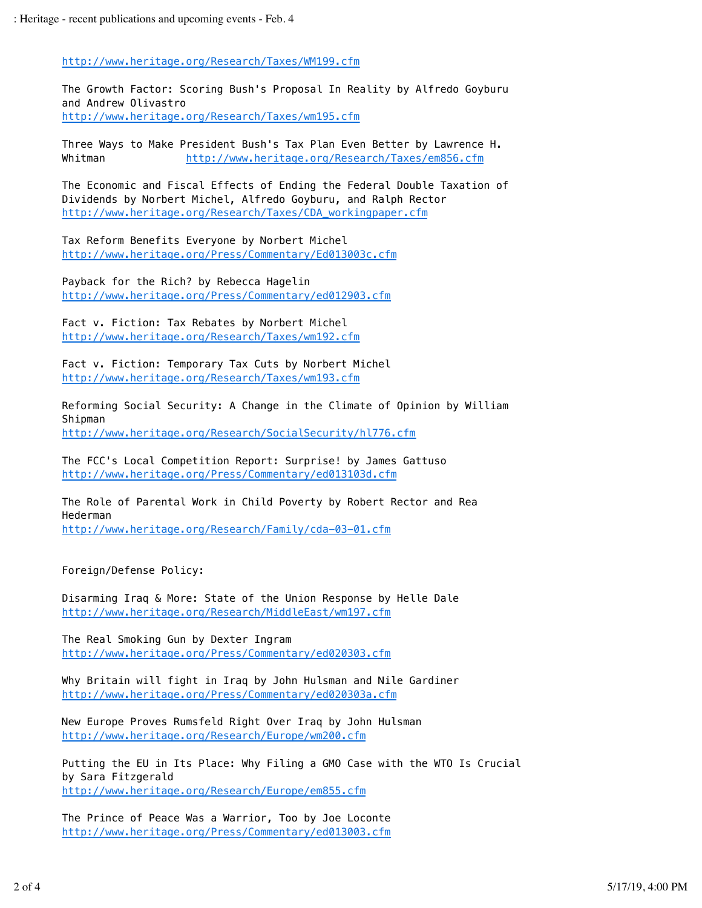http://www.heritage.org/Research/Taxes/WM199.cfm

The Growth Factor: Scoring Bush's Proposal In Reality by Alfredo Goyburu and Andrew Olivastro
http://www.heritage.org/Research/Taxes/wm195.cfm

Three Ways to Make President Bush's Tax Plan Even Better by Lawrence H. Whitman http://www.heritage.org/Research/Taxes/em856.cfm

The Economic and Fiscal Effects of Ending the Federal Double Taxation of Dividends by Norbert Michel, Alfredo Goyburu, and Ralph Rector
http://www.heritage.org/Research/Taxes/CDA_workingpaper.cfm

Tax Reform Benefits Everyone by Norbert Michel
http://www.heritage.org/Press/Commentary/Ed013003c.cfm

Payback for the Rich? by Rebecca Hagelin
http://www.heritage.org/Press/Commentary/ed012903.cfm

Fact v. Fiction: Tax Rebates by Norbert Michel
http://www.heritage.org/Research/Taxes/wm192.cfm

Fact v. Fiction: Temporary Tax Cuts by Norbert Michel
http://www.heritage.org/Research/Taxes/wm193.cfm

Reforming Social Security: A Change in the Climate of Opinion by William Shipman
http://www.heritage.org/Research/SocialSecurity/hl776.cfm

The FCC's Local Competition Report: Surprise! by James Gattuso
http://www.heritage.org/Press/Commentary/ed013103d.cfm

The Role of Parental Work in Child Poverty by Robert Rector and Rea Hederman
http://www.heritage.org/Research/Family/cda-03-01.cfm

Foreign/Defense Policy:

Disarming Iraq & More: State of the Union Response by Helle Dale
http://www.heritage.org/Research/MiddleEast/wm197.cfm

The Real Smoking Gun by Dexter Ingram
http://www.heritage.org/Press/Commentary/ed020303.cfm

Why Britain will fight in Iraq by John Hulsman and Nile Gardiner
http://www.heritage.org/Press/Commentary/ed020303a.cfm

New Europe Proves Rumsfeld Right Over Iraq by John Hulsman
http://www.heritage.org/Research/Europe/wm200.cfm

Putting the EU in Its Place: Why Filing a GMO Case with the WTO Is Crucial by Sara Fitzgerald
http://www.heritage.org/Research/Europe/em855.cfm

The Prince of Peace Was a Warrior, Too by Joe Loconte
http://www.heritage.org/Press/Commentary/ed013003.cfm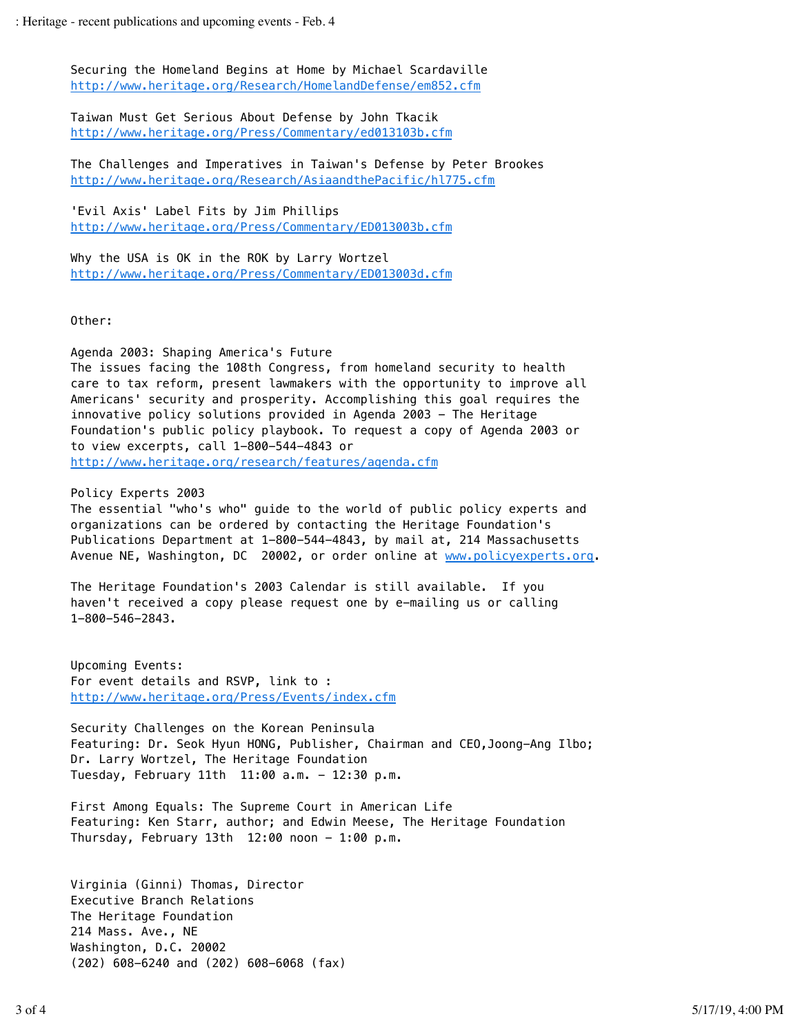Securing the Homeland Begins at Home by Michael Scardaville
http://www.heritage.org/Research/HomelandDefense/em852.cfm

Taiwan Must Get Serious About Defense by John Tkacik
http://www.heritage.org/Press/Commentary/ed013103b.cfm

The Challenges and Imperatives in Taiwan's Defense by Peter Brookes
http://www.heritage.org/Research/AsiaandthePacific/hl775.cfm

'Evil Axis' Label Fits by Jim Phillips
http://www.heritage.org/Press/Commentary/ED013003b.cfm

Why the USA is OK in the ROK by Larry Wortzel
http://www.heritage.org/Press/Commentary/ED013003d.cfm

Other:

Agenda 2003: Shaping America's Future
The issues facing the 108th Congress, from homeland security to health care to tax reform, present lawmakers with the opportunity to improve all Americans' security and prosperity. Accomplishing this goal requires the innovative policy solutions provided in Agenda 2003 - The Heritage Foundation's public policy playbook. To request a copy of Agenda 2003 or to view excerpts, call 1-800-544-4843 or
http://www.heritage.org/research/features/agenda.cfm

Policy Experts 2003
The essential "who's who" guide to the world of public policy experts and organizations can be ordered by contacting the Heritage Foundation's Publications Department at 1-800-544-4843, by mail at, 214 Massachusetts Avenue NE, Washington, DC 20002, or order online at www.policyexperts.org.

The Heritage Foundation's 2003 Calendar is still available. If you haven't received a copy please request one by e-mailing us or calling 1-800-546-2843.

Upcoming Events:
For event details and RSVP, link to :
http://www.heritage.org/Press/Events/index.cfm

Security Challenges on the Korean Peninsula
Featuring: Dr. Seok Hyun HONG, Publisher, Chairman and CEO,Joong-Ang Ilbo; Dr. Larry Wortzel, The Heritage Foundation
Tuesday, February 11th 11:00 a.m. - 12:30 p.m.

First Among Equals: The Supreme Court in American Life
Featuring: Ken Starr, author; and Edwin Meese, The Heritage Foundation
Thursday, February 13th 12:00 noon - 1:00 p.m.

Virginia (Ginni) Thomas, Director
Executive Branch Relations
The Heritage Foundation
214 Mass. Ave., NE
Washington, D.C. 20002
(202) 608-6240 and (202) 608-6068 (fax)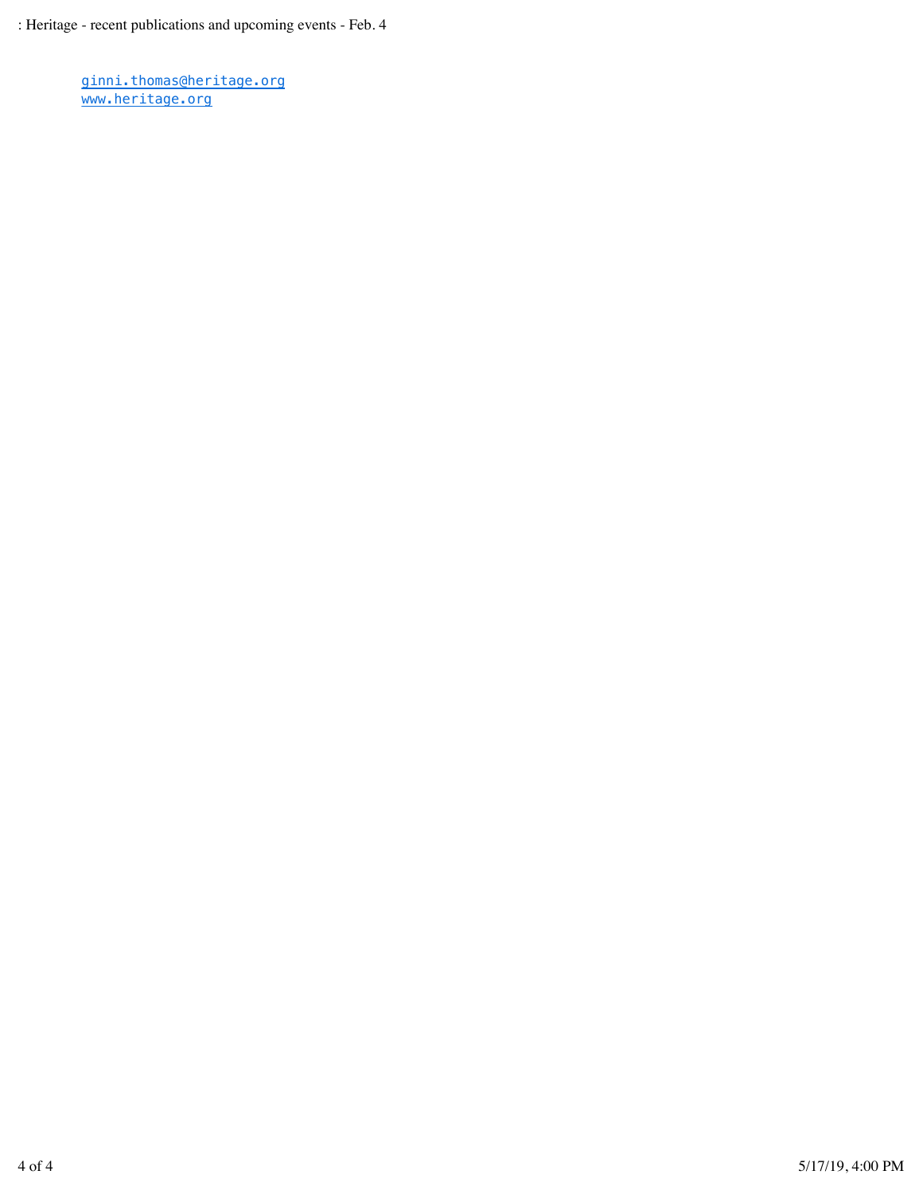ginni.thomas@heritage.org
www.heritage.org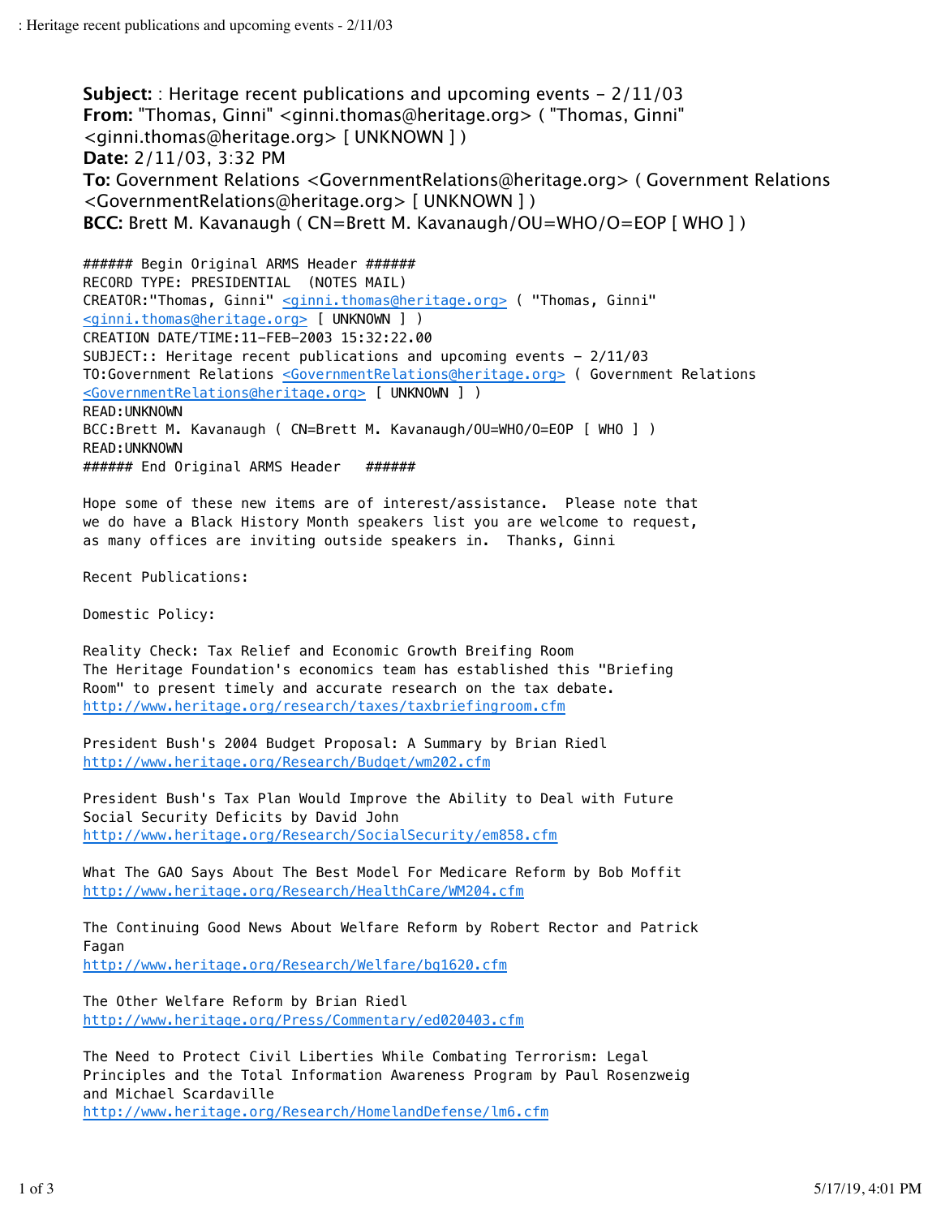**Subject:** : Heritage recent publications and upcoming events - 2/11/03
**From:** "Thomas, Ginni" <ginni.thomas@heritage.org> ( "Thomas, Ginni" <ginni.thomas@heritage.org> [ UNKNOWN ] )
**Date:** 2/11/03, 3:32 PM
**To:** Government Relations <GovernmentRelations@heritage.org> ( Government Relations <GovernmentRelations@heritage.org> [ UNKNOWN ] )
**BCC:** Brett M. Kavanaugh ( CN=Brett M. Kavanaugh/OU=WHO/O=EOP [ WHO ] )

```
###### Begin Original ARMS Header ######
RECORD TYPE: PRESIDENTIAL  (NOTES MAIL)
CREATOR:"Thomas, Ginni" <ginni.thomas@heritage.org> ( "Thomas, Ginni"
<ginni.thomas@heritage.org> [ UNKNOWN ] )
CREATION DATE/TIME:11-FEB-2003 15:32:22.00
SUBJECT:: Heritage recent publications and upcoming events - 2/11/03
TO:Government Relations <GovernmentRelations@heritage.org> ( Government Relations
<GovernmentRelations@heritage.org> [ UNKNOWN ] )
READ:UNKNOWN
BCC:Brett M. Kavanaugh ( CN=Brett M. Kavanaugh/OU=WHO/O=EOP [ WHO ] )
READ:UNKNOWN
###### End Original ARMS Header   ######
```

Hope some of these new items are of interest/assistance. Please note that we do have a Black History Month speakers list you are welcome to request, as many offices are inviting outside speakers in. Thanks, Ginni

Recent Publications:

Domestic Policy:

Reality Check: Tax Relief and Economic Growth Breifing Room
The Heritage Foundation's economics team has established this "Briefing Room" to present timely and accurate research on the tax debate.
http://www.heritage.org/research/taxes/taxbriefingroom.cfm

President Bush's 2004 Budget Proposal: A Summary by Brian Riedl
http://www.heritage.org/Research/Budget/wm202.cfm

President Bush's Tax Plan Would Improve the Ability to Deal with Future Social Security Deficits by David John
http://www.heritage.org/Research/SocialSecurity/em858.cfm

What The GAO Says About The Best Model For Medicare Reform by Bob Moffit
http://www.heritage.org/Research/HealthCare/WM204.cfm

The Continuing Good News About Welfare Reform by Robert Rector and Patrick Fagan
http://www.heritage.org/Research/Welfare/bg1620.cfm

The Other Welfare Reform by Brian Riedl
http://www.heritage.org/Press/Commentary/ed020403.cfm

The Need to Protect Civil Liberties While Combating Terrorism: Legal Principles and the Total Information Awareness Program by Paul Rosenzweig and Michael Scardaville
http://www.heritage.org/Research/HomelandDefense/lm6.cfm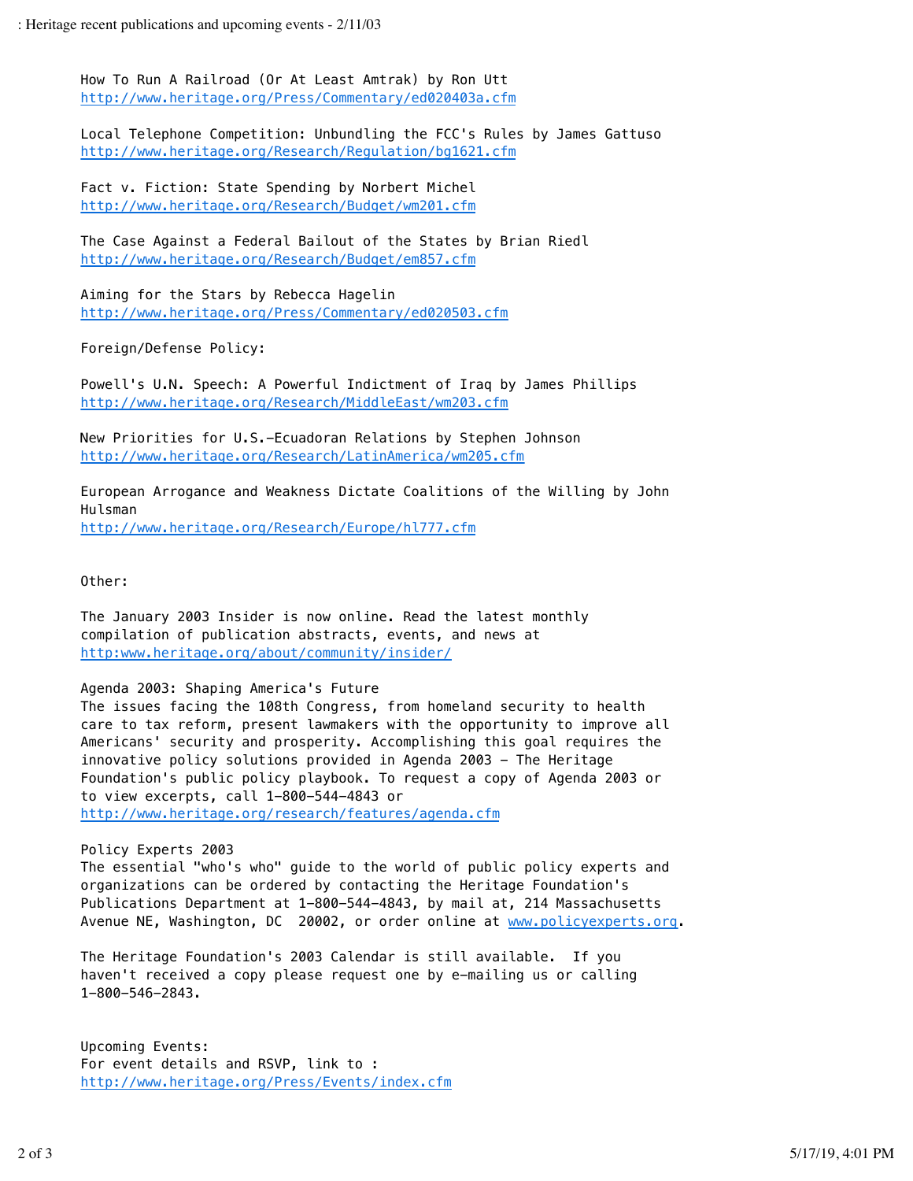How To Run A Railroad (Or At Least Amtrak) by Ron Utt
http://www.heritage.org/Press/Commentary/ed020403a.cfm

Local Telephone Competition: Unbundling the FCC's Rules by James Gattuso
http://www.heritage.org/Research/Regulation/bg1621.cfm

Fact v. Fiction: State Spending by Norbert Michel
http://www.heritage.org/Research/Budget/wm201.cfm

The Case Against a Federal Bailout of the States by Brian Riedl
http://www.heritage.org/Research/Budget/em857.cfm

Aiming for the Stars by Rebecca Hagelin
http://www.heritage.org/Press/Commentary/ed020503.cfm

Foreign/Defense Policy:

Powell's U.N. Speech: A Powerful Indictment of Iraq by James Phillips
http://www.heritage.org/Research/MiddleEast/wm203.cfm

New Priorities for U.S.-Ecuadoran Relations by Stephen Johnson
http://www.heritage.org/Research/LatinAmerica/wm205.cfm

European Arrogance and Weakness Dictate Coalitions of the Willing by John Hulsman
http://www.heritage.org/Research/Europe/hl777.cfm

Other:

The January 2003 Insider is now online. Read the latest monthly compilation of publication abstracts, events, and news at
http:www.heritage.org/about/community/insider/

Agenda 2003: Shaping America's Future
The issues facing the 108th Congress, from homeland security to health care to tax reform, present lawmakers with the opportunity to improve all Americans' security and prosperity. Accomplishing this goal requires the innovative policy solutions provided in Agenda 2003 - The Heritage Foundation's public policy playbook. To request a copy of Agenda 2003 or to view excerpts, call 1-800-544-4843 or
http://www.heritage.org/research/features/agenda.cfm

Policy Experts 2003
The essential "who's who" guide to the world of public policy experts and organizations can be ordered by contacting the Heritage Foundation's Publications Department at 1-800-544-4843, by mail at, 214 Massachusetts Avenue NE, Washington, DC 20002, or order online at www.policyexperts.org.

The Heritage Foundation's 2003 Calendar is still available. If you haven't received a copy please request one by e-mailing us or calling 1-800-546-2843.

Upcoming Events:
For event details and RSVP, link to :
http://www.heritage.org/Press/Events/index.cfm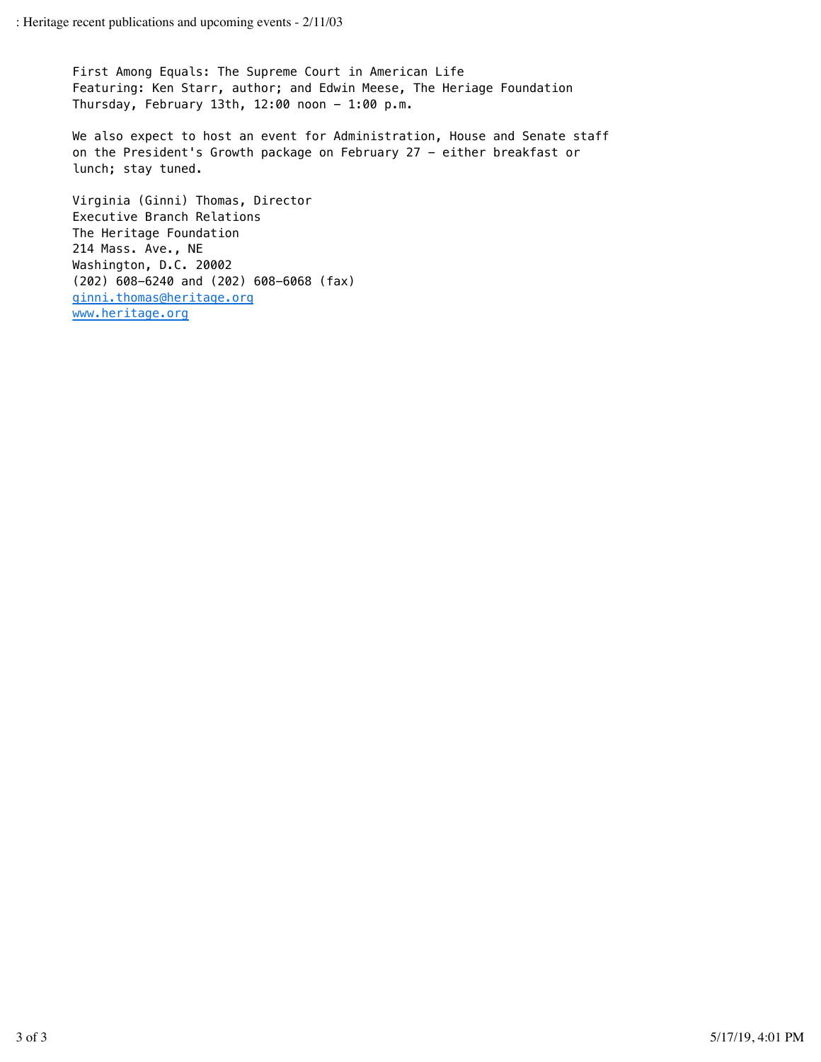First Among Equals: The Supreme Court in American Life
Featuring: Ken Starr, author; and Edwin Meese, The Heriage Foundation
Thursday, February 13th, 12:00 noon - 1:00 p.m.

We also expect to host an event for Administration, House and Senate staff on the President's Growth package on February 27 - either breakfast or lunch; stay tuned.

Virginia (Ginni) Thomas, Director
Executive Branch Relations
The Heritage Foundation
214 Mass. Ave., NE
Washington, D.C. 20002
(202) 608-6240 and (202) 608-6068 (fax)
ginni.thomas@heritage.org
www.heritage.org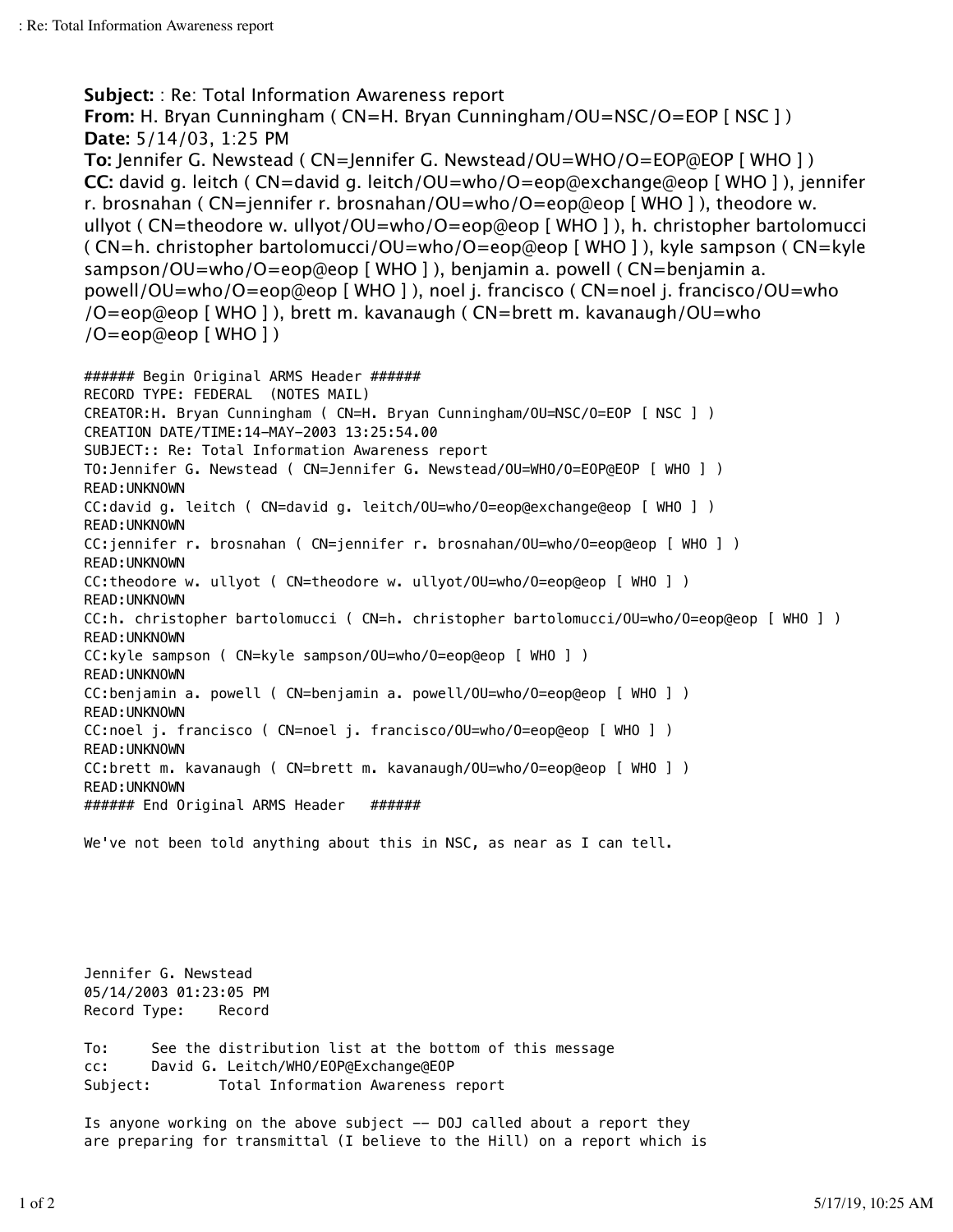**Subject:** : Re: Total Information Awareness report
**From:** H. Bryan Cunningham ( CN=H. Bryan Cunningham/OU=NSC/O=EOP [ NSC ] )
**Date:** 5/14/03, 1:25 PM
**To:** Jennifer G. Newstead ( CN=Jennifer G. Newstead/OU=WHO/O=EOP@EOP [ WHO ] )
**CC:** david g. leitch ( CN=david g. leitch/OU=who/O=eop@exchange@eop [ WHO ] ), jennifer r. brosnahan ( CN=jennifer r. brosnahan/OU=who/O=eop@eop [ WHO ] ), theodore w. ullyot ( CN=theodore w. ullyot/OU=who/O=eop@eop [ WHO ] ), h. christopher bartolomucci ( CN=h. christopher bartolomucci/OU=who/O=eop@eop [ WHO ] ), kyle sampson ( CN=kyle sampson/OU=who/O=eop@eop [ WHO ] ), benjamin a. powell ( CN=benjamin a. powell/OU=who/O=eop@eop [ WHO ] ), noel j. francisco ( CN=noel j. francisco/OU=who /O=eop@eop [ WHO ] ), brett m. kavanaugh ( CN=brett m. kavanaugh/OU=who /O=eop@eop [ WHO ] )

```
###### Begin Original ARMS Header ######
RECORD TYPE: FEDERAL  (NOTES MAIL)
CREATOR:H. Bryan Cunningham ( CN=H. Bryan Cunningham/OU=NSC/O=EOP [ NSC ] )
CREATION DATE/TIME:14-MAY-2003 13:25:54.00
SUBJECT:: Re: Total Information Awareness report
TO:Jennifer G. Newstead ( CN=Jennifer G. Newstead/OU=WHO/O=EOP@EOP [ WHO ] )
READ:UNKNOWN
CC:david g. leitch ( CN=david g. leitch/OU=who/O=eop@exchange@eop [ WHO ] )
READ:UNKNOWN
CC:jennifer r. brosnahan ( CN=jennifer r. brosnahan/OU=who/O=eop@eop [ WHO ] )
READ:UNKNOWN
CC:theodore w. ullyot ( CN=theodore w. ullyot/OU=who/O=eop@eop [ WHO ] )
READ:UNKNOWN
CC:h. christopher bartolomucci ( CN=h. christopher bartolomucci/OU=who/O=eop@eop [ WHO ] )
READ:UNKNOWN
CC:kyle sampson ( CN=kyle sampson/OU=who/O=eop@eop [ WHO ] )
READ:UNKNOWN
CC:benjamin a. powell ( CN=benjamin a. powell/OU=who/O=eop@eop [ WHO ] )
READ:UNKNOWN
CC:noel j. francisco ( CN=noel j. francisco/OU=who/O=eop@eop [ WHO ] )
READ:UNKNOWN
CC:brett m. kavanaugh ( CN=brett m. kavanaugh/OU=who/O=eop@eop [ WHO ] )
READ:UNKNOWN
###### End Original ARMS Header   ######
```

We've not been told anything about this in NSC, as near as I can tell.

Jennifer G. Newstead
05/14/2003 01:23:05 PM
Record Type:    Record

To:      See the distribution list at the bottom of this message
cc:      David G. Leitch/WHO/EOP@Exchange@EOP
Subject:         Total Information Awareness report

Is anyone working on the above subject -- DOJ called about a report they are preparing for transmittal (I believe to the Hill) on a report which is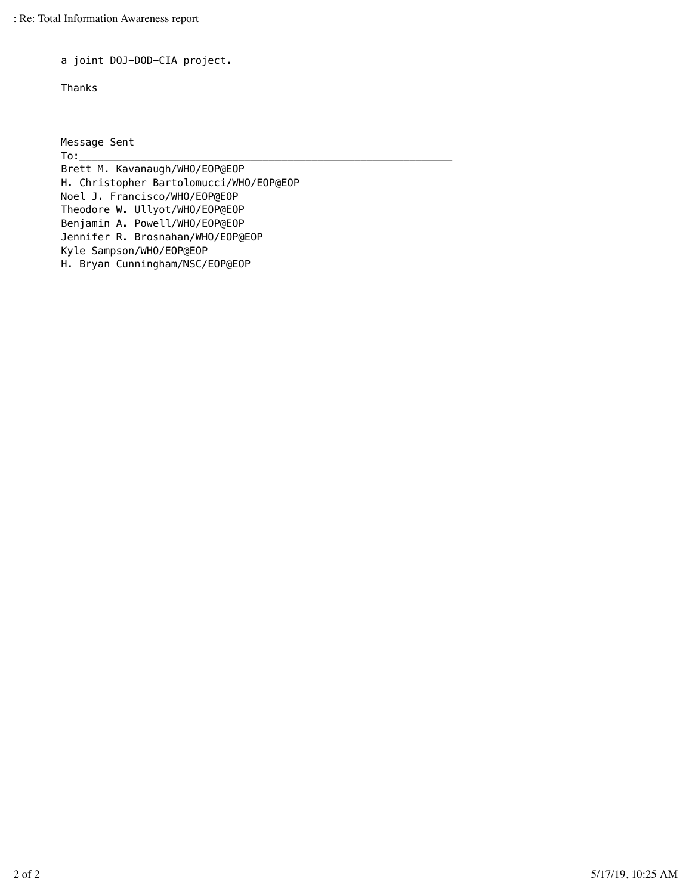a joint DOJ-DOD-CIA project.

Thanks

Message Sent

To:\_\_\_\_\_\_\_\_\_\_\_\_\_\_\_\_\_\_\_\_\_\_\_\_\_\_\_\_\_\_\_\_\_\_\_\_\_\_\_\_\_\_\_\_\_\_\_\_\_\_\_\_\_\_\_\_\_\_\_\_

Brett M. Kavanaugh/WHO/EOP@EOP
H. Christopher Bartolomucci/WHO/EOP@EOP
Noel J. Francisco/WHO/EOP@EOP
Theodore W. Ullyot/WHO/EOP@EOP
Benjamin A. Powell/WHO/EOP@EOP
Jennifer R. Brosnahan/WHO/EOP@EOP
Kyle Sampson/WHO/EOP@EOP
H. Bryan Cunningham/NSC/EOP@EOP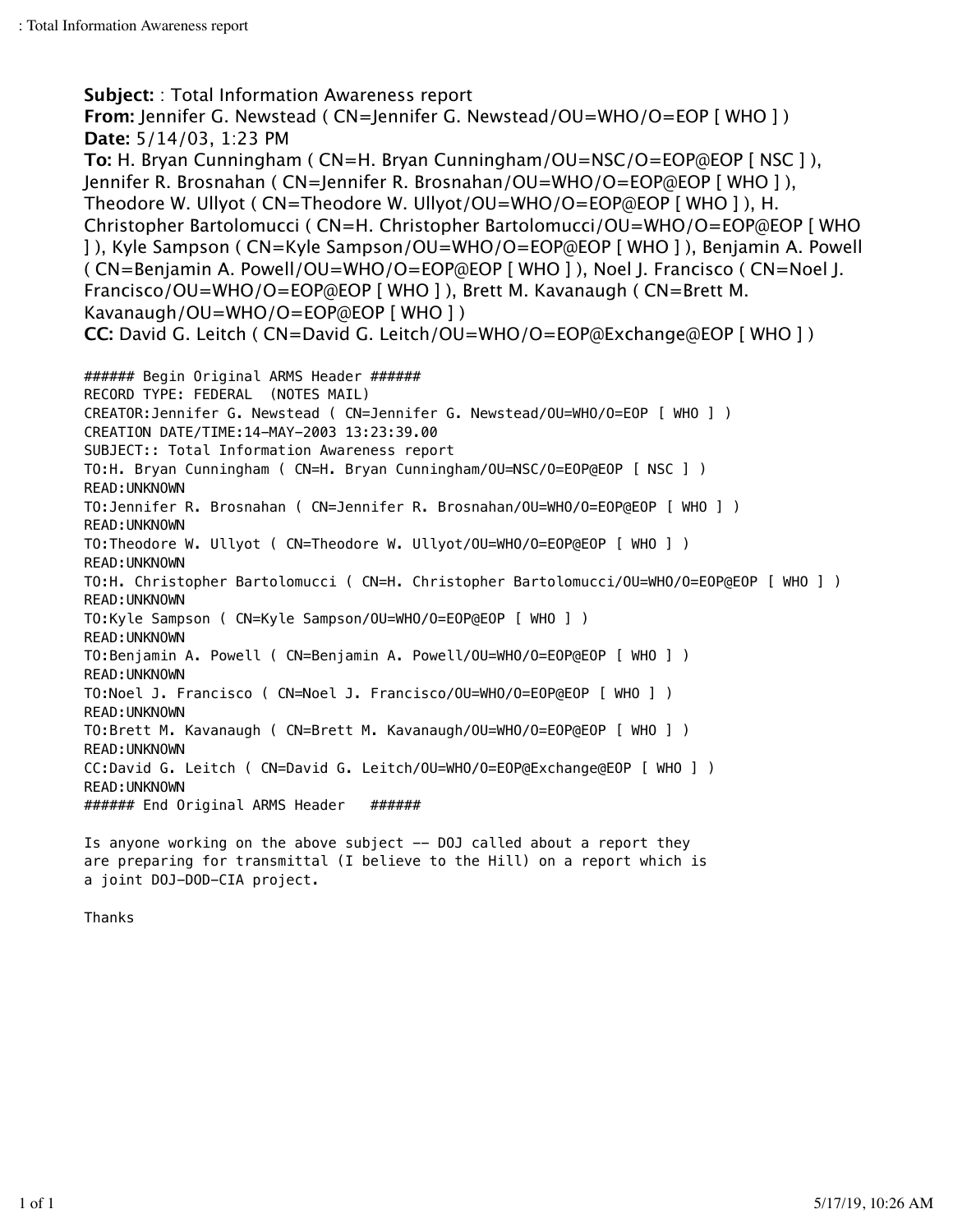**Subject:** : Total Information Awareness report
**From:** Jennifer G. Newstead ( CN=Jennifer G. Newstead/OU=WHO/O=EOP [ WHO ] )
**Date:** 5/14/03, 1:23 PM
**To:** H. Bryan Cunningham ( CN=H. Bryan Cunningham/OU=NSC/O=EOP@EOP [ NSC ] ), Jennifer R. Brosnahan ( CN=Jennifer R. Brosnahan/OU=WHO/O=EOP@EOP [ WHO ] ), Theodore W. Ullyot ( CN=Theodore W. Ullyot/OU=WHO/O=EOP@EOP [ WHO ] ), H. Christopher Bartolomucci ( CN=H. Christopher Bartolomucci/OU=WHO/O=EOP@EOP [ WHO ] ), Kyle Sampson ( CN=Kyle Sampson/OU=WHO/O=EOP@EOP [ WHO ] ), Benjamin A. Powell ( CN=Benjamin A. Powell/OU=WHO/O=EOP@EOP [ WHO ] ), Noel J. Francisco ( CN=Noel J. Francisco/OU=WHO/O=EOP@EOP [ WHO ] ), Brett M. Kavanaugh ( CN=Brett M. Kavanaugh/OU=WHO/O=EOP@EOP [ WHO ] )
**CC:** David G. Leitch ( CN=David G. Leitch/OU=WHO/O=EOP@Exchange@EOP [ WHO ] )

```
###### Begin Original ARMS Header ######
RECORD TYPE: FEDERAL  (NOTES MAIL)
CREATOR:Jennifer G. Newstead ( CN=Jennifer G. Newstead/OU=WHO/O=EOP [ WHO ] )
CREATION DATE/TIME:14-MAY-2003 13:23:39.00
SUBJECT:: Total Information Awareness report
TO:H. Bryan Cunningham ( CN=H. Bryan Cunningham/OU=NSC/O=EOP@EOP [ NSC ] )
READ:UNKNOWN
TO:Jennifer R. Brosnahan ( CN=Jennifer R. Brosnahan/OU=WHO/O=EOP@EOP [ WHO ] )
READ:UNKNOWN
TO:Theodore W. Ullyot ( CN=Theodore W. Ullyot/OU=WHO/O=EOP@EOP [ WHO ] )
READ:UNKNOWN
TO:H. Christopher Bartolomucci ( CN=H. Christopher Bartolomucci/OU=WHO/O=EOP@EOP [ WHO ] )
READ:UNKNOWN
TO:Kyle Sampson ( CN=Kyle Sampson/OU=WHO/O=EOP@EOP [ WHO ] )
READ:UNKNOWN
TO:Benjamin A. Powell ( CN=Benjamin A. Powell/OU=WHO/O=EOP@EOP [ WHO ] )
READ:UNKNOWN
TO:Noel J. Francisco ( CN=Noel J. Francisco/OU=WHO/O=EOP@EOP [ WHO ] )
READ:UNKNOWN
TO:Brett M. Kavanaugh ( CN=Brett M. Kavanaugh/OU=WHO/O=EOP@EOP [ WHO ] )
READ:UNKNOWN
CC:David G. Leitch ( CN=David G. Leitch/OU=WHO/O=EOP@Exchange@EOP [ WHO ] )
READ:UNKNOWN
###### End Original ARMS Header   ######
```

Is anyone working on the above subject -- DOJ called about a report they are preparing for transmittal (I believe to the Hill) on a report which is a joint DOJ-DOD-CIA project.

Thanks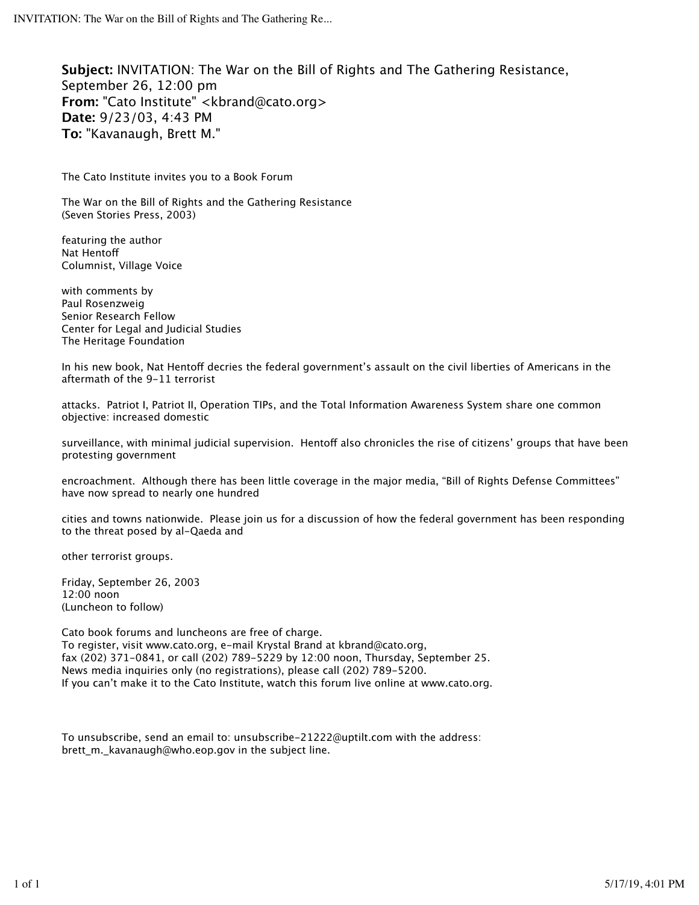**Subject:** INVITATION: The War on the Bill of Rights and The Gathering Resistance, September 26, 12:00 pm
**From:** "Cato Institute" <kbrand@cato.org>
**Date:** 9/23/03, 4:43 PM
**To:** "Kavanaugh, Brett M."

The Cato Institute invites you to a Book Forum

The War on the Bill of Rights and the Gathering Resistance
(Seven Stories Press, 2003)

featuring the author
Nat Hentoff
Columnist, Village Voice

with comments by
Paul Rosenzweig
Senior Research Fellow
Center for Legal and Judicial Studies
The Heritage Foundation

In his new book, Nat Hentoff decries the federal government's assault on the civil liberties of Americans in the aftermath of the 9-11 terrorist

attacks. Patriot I, Patriot II, Operation TIPs, and the Total Information Awareness System share one common objective: increased domestic

surveillance, with minimal judicial supervision. Hentoff also chronicles the rise of citizens' groups that have been protesting government

encroachment. Although there has been little coverage in the major media, "Bill of Rights Defense Committees" have now spread to nearly one hundred

cities and towns nationwide. Please join us for a discussion of how the federal government has been responding to the threat posed by al-Qaeda and

other terrorist groups.

Friday, September 26, 2003
12:00 noon
(Luncheon to follow)

Cato book forums and luncheons are free of charge.
To register, visit www.cato.org, e-mail Krystal Brand at kbrand@cato.org,
fax (202) 371-0841, or call (202) 789-5229 by 12:00 noon, Thursday, September 25.
News media inquiries only (no registrations), please call (202) 789-5200.
If you can't make it to the Cato Institute, watch this forum live online at www.cato.org.

To unsubscribe, send an email to: unsubscribe-21222@uptilt.com with the address:
brett_m._kavanaugh@who.eop.gov in the subject line.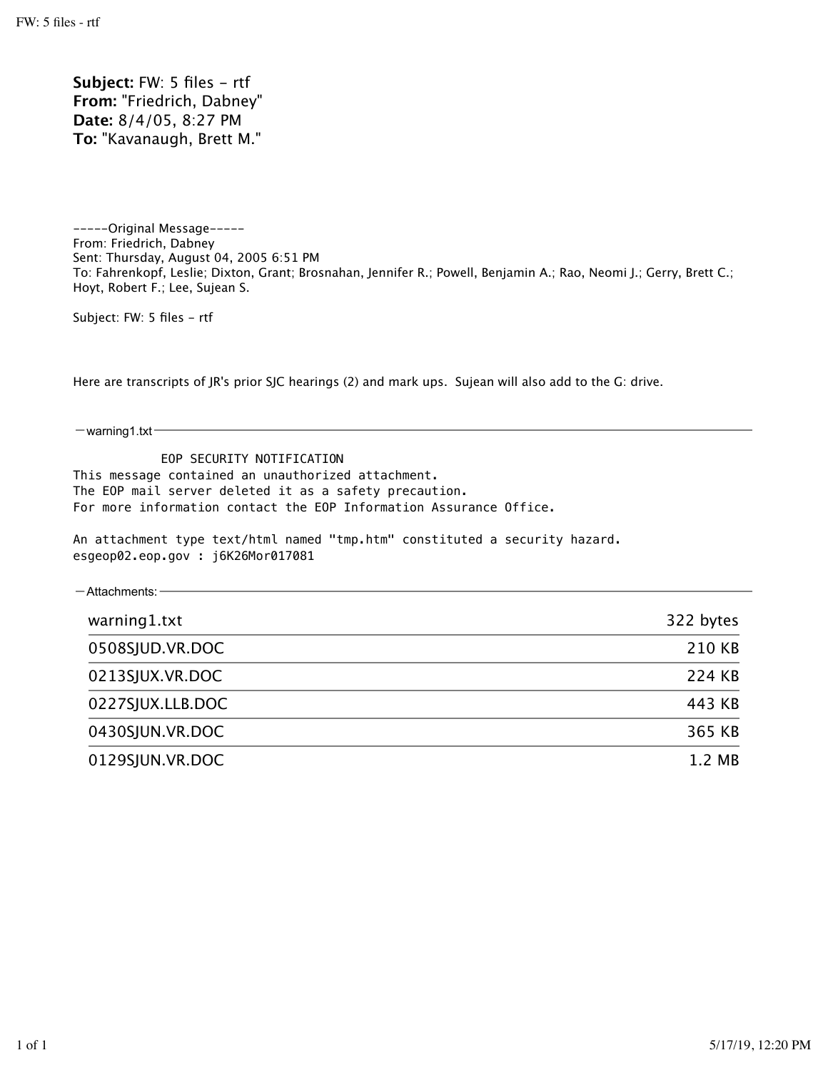**Subject:** FW: 5 files - rtf
**From:** "Friedrich, Dabney"
**Date:** 8/4/05, 8:27 PM
**To:** "Kavanaugh, Brett M."

-----Original Message-----
From: Friedrich, Dabney
Sent: Thursday, August 04, 2005 6:51 PM
To: Fahrenkopf, Leslie; Dixton, Grant; Brosnahan, Jennifer R.; Powell, Benjamin A.; Rao, Neomi J.; Gerry, Brett C.; Hoyt, Robert F.; Lee, Sujean S.

Subject: FW: 5 files - rtf

Here are transcripts of JR's prior SJC hearings (2) and mark ups. Sujean will also add to the G: drive.

— warning1.txt —

```
            EOP SECURITY NOTIFICATION
This message contained an unauthorized attachment.
The EOP mail server deleted it as a safety precaution.
For more information contact the EOP Information Assurance Office.

An attachment type text/html named "tmp.htm" constituted a security hazard.
esgeop02.eop.gov : j6K26Mor017081
```

— Attachments: —

| | |
|---|---|
| warning1.txt | 322 bytes |
| 0508SJUD.VR.DOC | 210 KB |
| 0213SJUX.VR.DOC | 224 KB |
| 0227SJUX.LLB.DOC | 443 KB |
| 0430SJUN.VR.DOC | 365 KB |
| 0129SJUN.VR.DOC | 1.2 MB |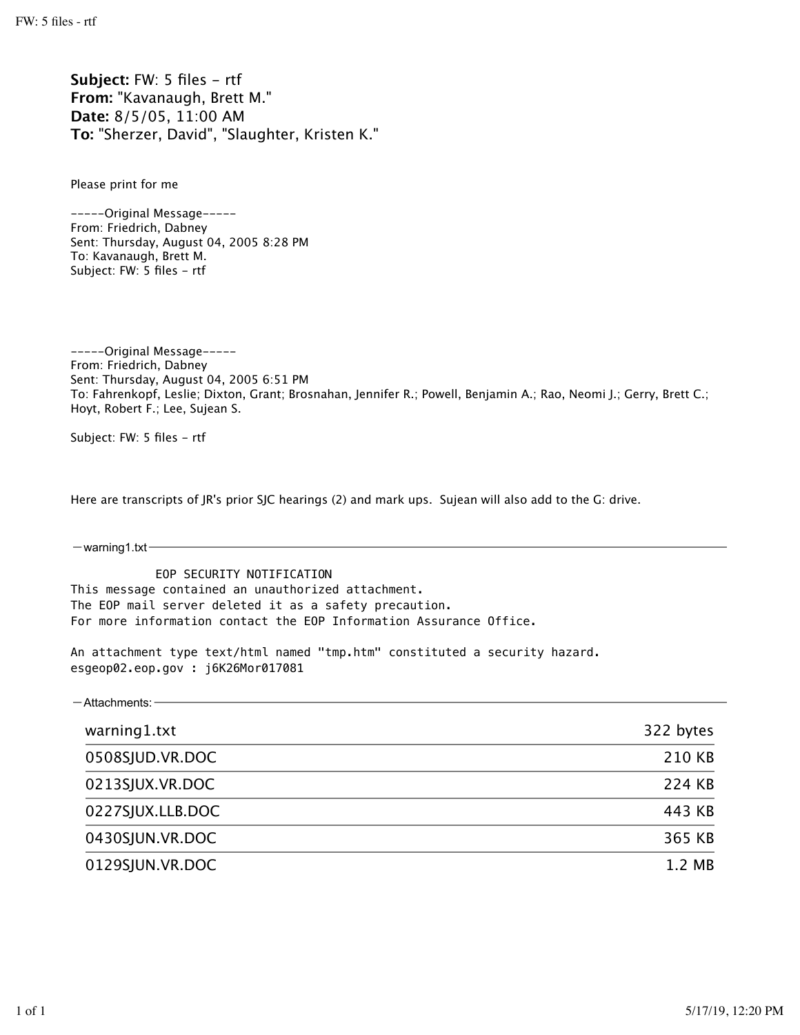**Subject:** FW: 5 files - rtf
**From:** "Kavanaugh, Brett M."
**Date:** 8/5/05, 11:00 AM
**To:** "Sherzer, David", "Slaughter, Kristen K."

Please print for me

-----Original Message-----
From: Friedrich, Dabney
Sent: Thursday, August 04, 2005 8:28 PM
To: Kavanaugh, Brett M.
Subject: FW: 5 files - rtf

-----Original Message-----
From: Friedrich, Dabney
Sent: Thursday, August 04, 2005 6:51 PM
To: Fahrenkopf, Leslie; Dixton, Grant; Brosnahan, Jennifer R.; Powell, Benjamin A.; Rao, Neomi J.; Gerry, Brett C.; Hoyt, Robert F.; Lee, Sujean S.

Subject: FW: 5 files - rtf

Here are transcripts of JR's prior SJC hearings (2) and mark ups. Sujean will also add to the G: drive.

— warning1.txt —

```
            EOP SECURITY NOTIFICATION
This message contained an unauthorized attachment.
The EOP mail server deleted it as a safety precaution.
For more information contact the EOP Information Assurance Office.

An attachment type text/html named "tmp.htm" constituted a security hazard.
esgeop02.eop.gov : j6K26Mor017081
```

— Attachments: —

| File | Size |
|---|---|
| warning1.txt | 322 bytes |
| 0508SJUD.VR.DOC | 210 KB |
| 0213SJUX.VR.DOC | 224 KB |
| 0227SJUX.LLB.DOC | 443 KB |
| 0430SJUN.VR.DOC | 365 KB |
| 0129SJUN.VR.DOC | 1.2 MB |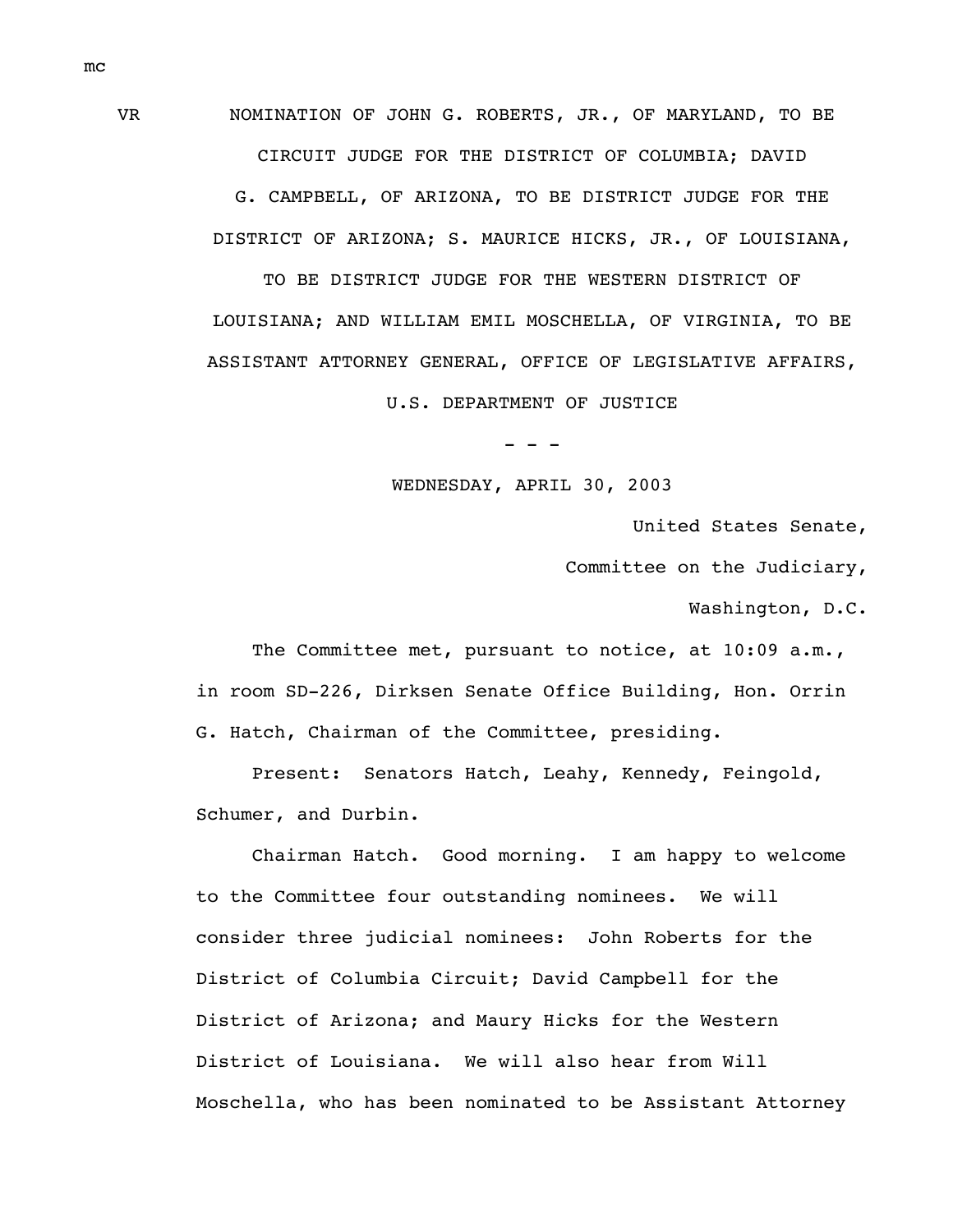mc

VR NOMINATION OF JOHN G. ROBERTS, JR., OF MARYLAND, TO BE CIRCUIT JUDGE FOR THE DISTRICT OF COLUMBIA; DAVID G. CAMPBELL, OF ARIZONA, TO BE DISTRICT JUDGE FOR THE DISTRICT OF ARIZONA; S. MAURICE HICKS, JR., OF LOUISIANA, TO BE DISTRICT JUDGE FOR THE WESTERN DISTRICT OF LOUISIANA; AND WILLIAM EMIL MOSCHELLA, OF VIRGINIA, TO BE ASSISTANT ATTORNEY GENERAL, OFFICE OF LEGISLATIVE AFFAIRS, U.S. DEPARTMENT OF JUSTICE

\- - -

WEDNESDAY, APRIL 30, 2003

United States Senate,

Committee on the Judiciary,

Washington, D.C.

The Committee met, pursuant to notice, at 10:09 a.m., in room SD-226, Dirksen Senate Office Building, Hon. Orrin G. Hatch, Chairman of the Committee, presiding.

Present: Senators Hatch, Leahy, Kennedy, Feingold, Schumer, and Durbin.

Chairman Hatch. Good morning. I am happy to welcome to the Committee four outstanding nominees. We will consider three judicial nominees: John Roberts for the District of Columbia Circuit; David Campbell for the District of Arizona; and Maury Hicks for the Western District of Louisiana. We will also hear from Will Moschella, who has been nominated to be Assistant Attorney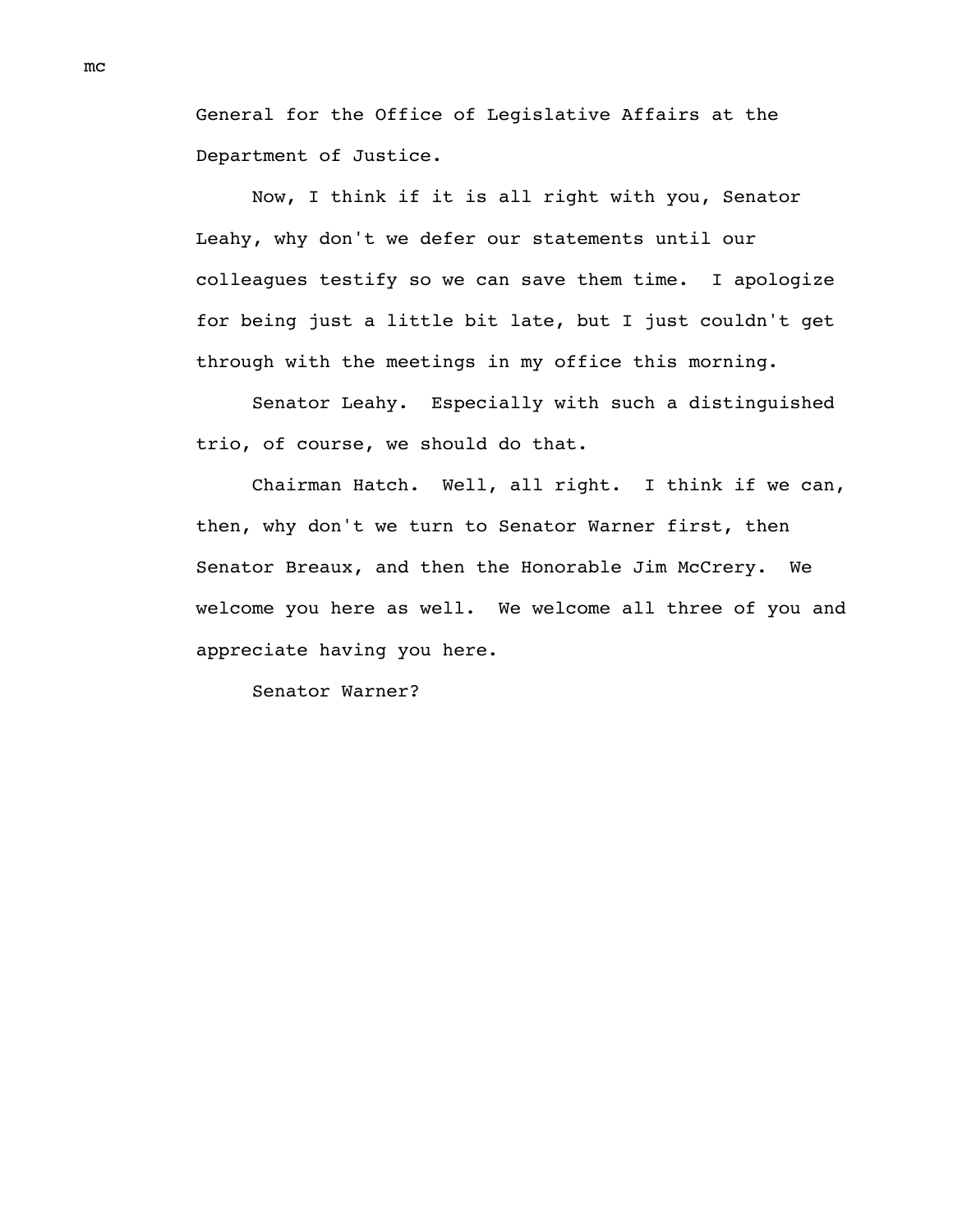General for the Office of Legislative Affairs at the Department of Justice.

Now, I think if it is all right with you, Senator Leahy, why don't we defer our statements until our colleagues testify so we can save them time. I apologize for being just a little bit late, but I just couldn't get through with the meetings in my office this morning.

Senator Leahy. Especially with such a distinguished trio, of course, we should do that.

Chairman Hatch. Well, all right. I think if we can, then, why don't we turn to Senator Warner first, then Senator Breaux, and then the Honorable Jim McCrery. We welcome you here as well. We welcome all three of you and appreciate having you here.

Senator Warner?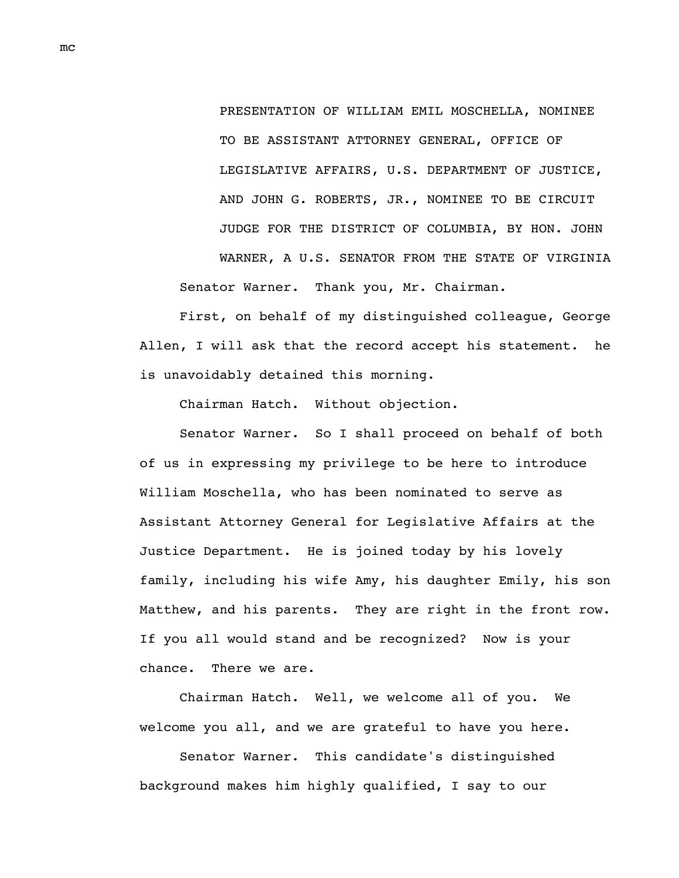PRESENTATION OF WILLIAM EMIL MOSCHELLA, NOMINEE TO BE ASSISTANT ATTORNEY GENERAL, OFFICE OF LEGISLATIVE AFFAIRS, U.S. DEPARTMENT OF JUSTICE, AND JOHN G. ROBERTS, JR., NOMINEE TO BE CIRCUIT JUDGE FOR THE DISTRICT OF COLUMBIA, BY HON. JOHN WARNER, A U.S. SENATOR FROM THE STATE OF VIRGINIA

Senator Warner. Thank you, Mr. Chairman.

First, on behalf of my distinguished colleague, George Allen, I will ask that the record accept his statement. he is unavoidably detained this morning.

Chairman Hatch. Without objection.

Senator Warner. So I shall proceed on behalf of both of us in expressing my privilege to be here to introduce William Moschella, who has been nominated to serve as Assistant Attorney General for Legislative Affairs at the Justice Department. He is joined today by his lovely family, including his wife Amy, his daughter Emily, his son Matthew, and his parents. They are right in the front row. If you all would stand and be recognized? Now is your chance. There we are.

Chairman Hatch. Well, we welcome all of you. We welcome you all, and we are grateful to have you here.

Senator Warner. This candidate's distinguished background makes him highly qualified, I say to our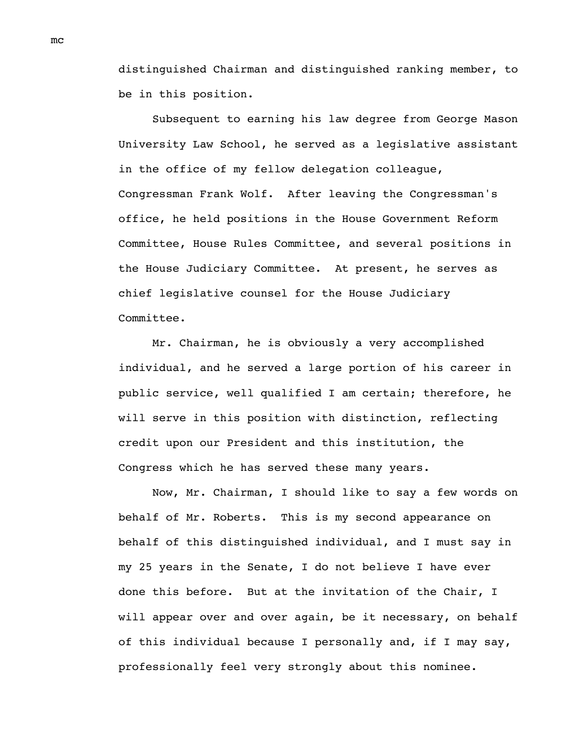distinguished Chairman and distinguished ranking member, to be in this position.

Subsequent to earning his law degree from George Mason University Law School, he served as a legislative assistant in the office of my fellow delegation colleague, Congressman Frank Wolf. After leaving the Congressman's office, he held positions in the House Government Reform Committee, House Rules Committee, and several positions in the House Judiciary Committee. At present, he serves as chief legislative counsel for the House Judiciary Committee.

Mr. Chairman, he is obviously a very accomplished individual, and he served a large portion of his career in public service, well qualified I am certain; therefore, he will serve in this position with distinction, reflecting credit upon our President and this institution, the Congress which he has served these many years.

Now, Mr. Chairman, I should like to say a few words on behalf of Mr. Roberts. This is my second appearance on behalf of this distinguished individual, and I must say in my 25 years in the Senate, I do not believe I have ever done this before. But at the invitation of the Chair, I will appear over and over again, be it necessary, on behalf of this individual because I personally and, if I may say, professionally feel very strongly about this nominee.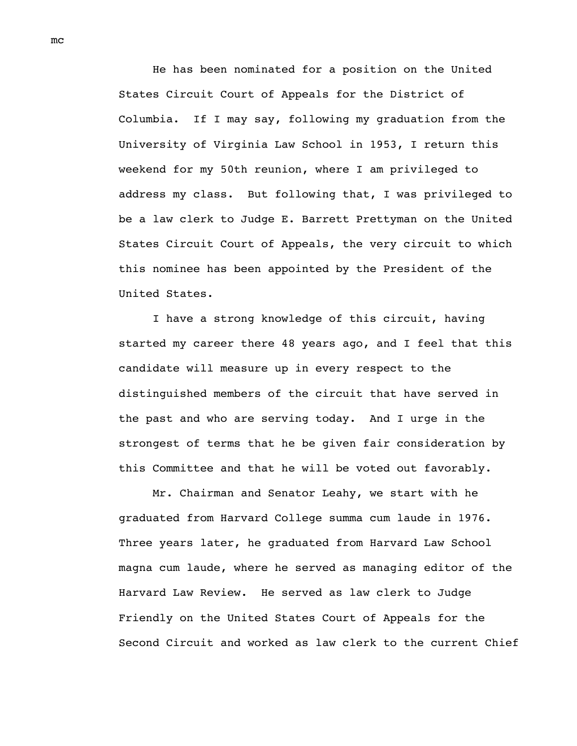He has been nominated for a position on the United States Circuit Court of Appeals for the District of Columbia. If I may say, following my graduation from the University of Virginia Law School in 1953, I return this weekend for my 50th reunion, where I am privileged to address my class. But following that, I was privileged to be a law clerk to Judge E. Barrett Prettyman on the United States Circuit Court of Appeals, the very circuit to which this nominee has been appointed by the President of the United States.

I have a strong knowledge of this circuit, having started my career there 48 years ago, and I feel that this candidate will measure up in every respect to the distinguished members of the circuit that have served in the past and who are serving today. And I urge in the strongest of terms that he be given fair consideration by this Committee and that he will be voted out favorably.

Mr. Chairman and Senator Leahy, we start with he graduated from Harvard College summa cum laude in 1976. Three years later, he graduated from Harvard Law School magna cum laude, where he served as managing editor of the Harvard Law Review. He served as law clerk to Judge Friendly on the United States Court of Appeals for the Second Circuit and worked as law clerk to the current Chief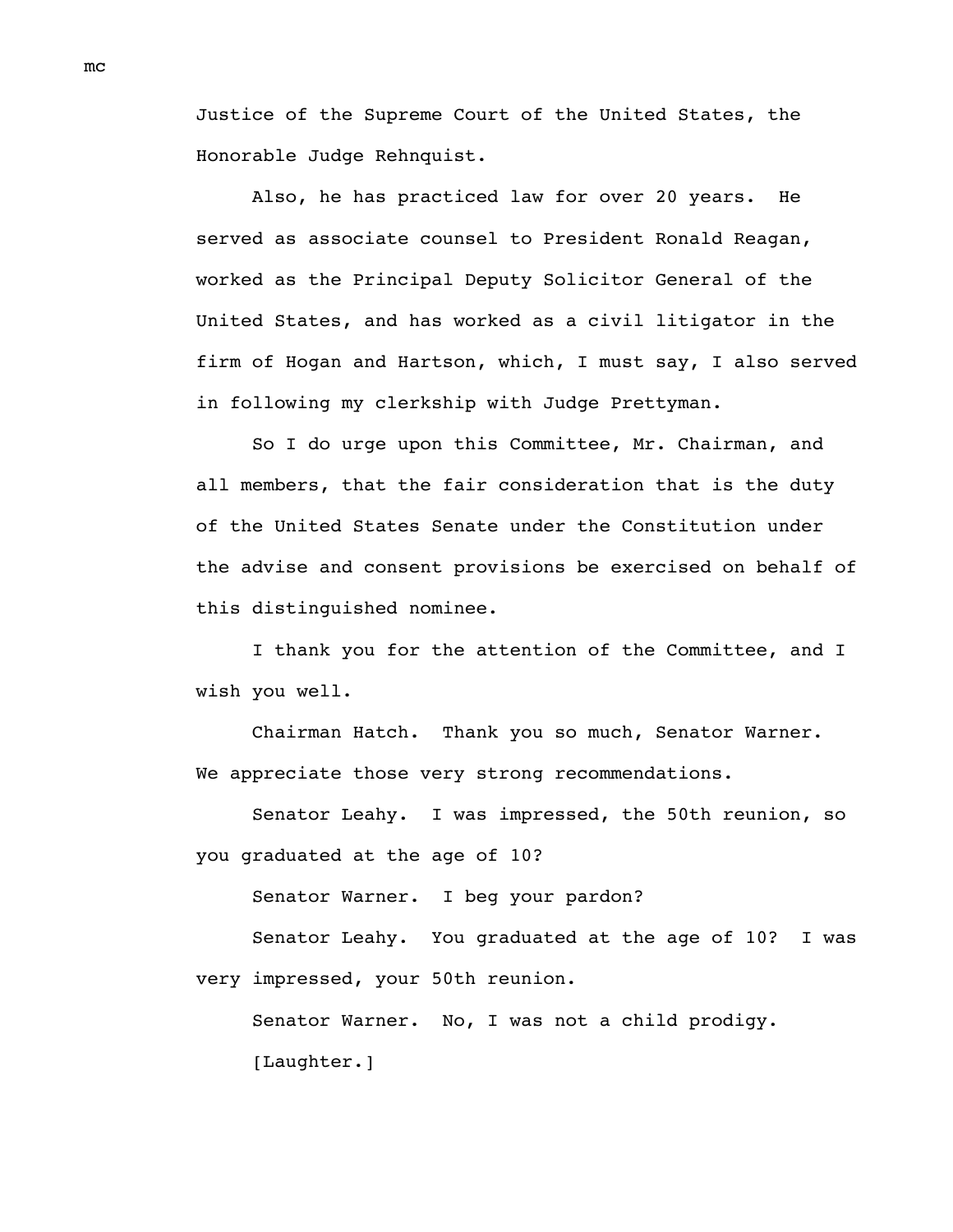Justice of the Supreme Court of the United States, the Honorable Judge Rehnquist.

Also, he has practiced law for over 20 years. He served as associate counsel to President Ronald Reagan, worked as the Principal Deputy Solicitor General of the United States, and has worked as a civil litigator in the firm of Hogan and Hartson, which, I must say, I also served in following my clerkship with Judge Prettyman.

So I do urge upon this Committee, Mr. Chairman, and all members, that the fair consideration that is the duty of the United States Senate under the Constitution under the advise and consent provisions be exercised on behalf of this distinguished nominee.

I thank you for the attention of the Committee, and I wish you well.

Chairman Hatch. Thank you so much, Senator Warner. We appreciate those very strong recommendations.

Senator Leahy. I was impressed, the 50th reunion, so you graduated at the age of 10?

Senator Warner. I beg your pardon?

Senator Leahy. You graduated at the age of 10? I was very impressed, your 50th reunion.

Senator Warner. No, I was not a child prodigy.

[Laughter.]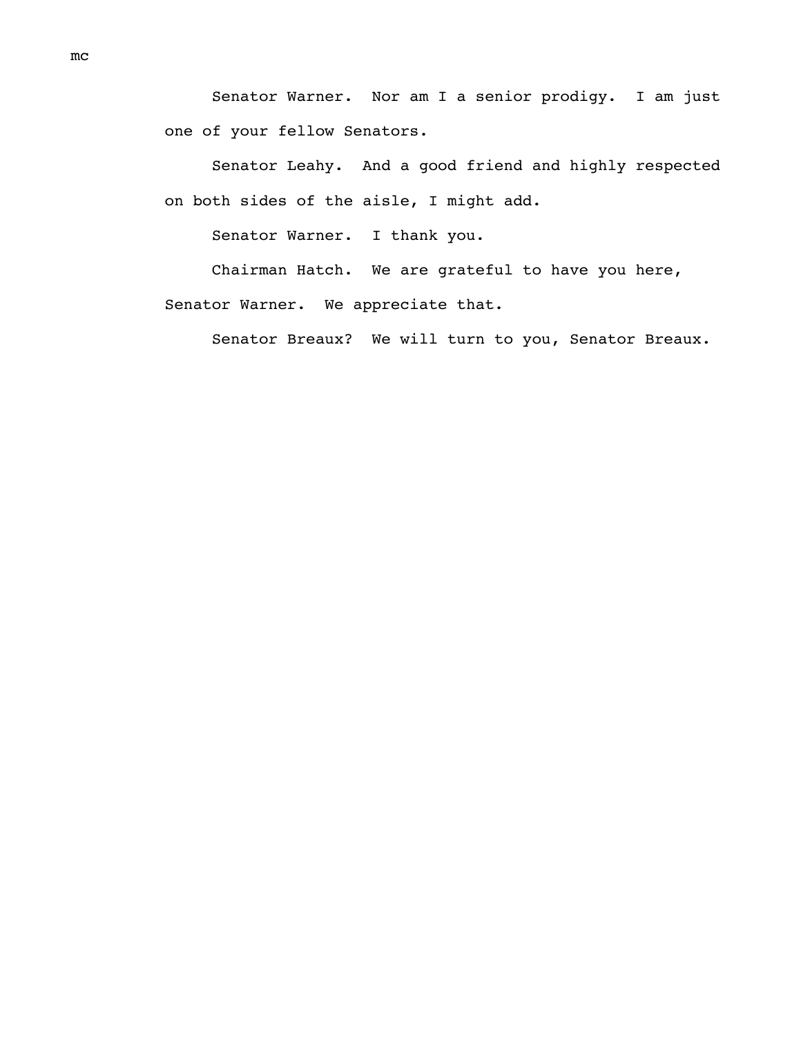Senator Warner. Nor am I a senior prodigy. I am just one of your fellow Senators.

Senator Leahy. And a good friend and highly respected on both sides of the aisle, I might add.

Senator Warner. I thank you.

Chairman Hatch. We are grateful to have you here, Senator Warner. We appreciate that.

Senator Breaux? We will turn to you, Senator Breaux.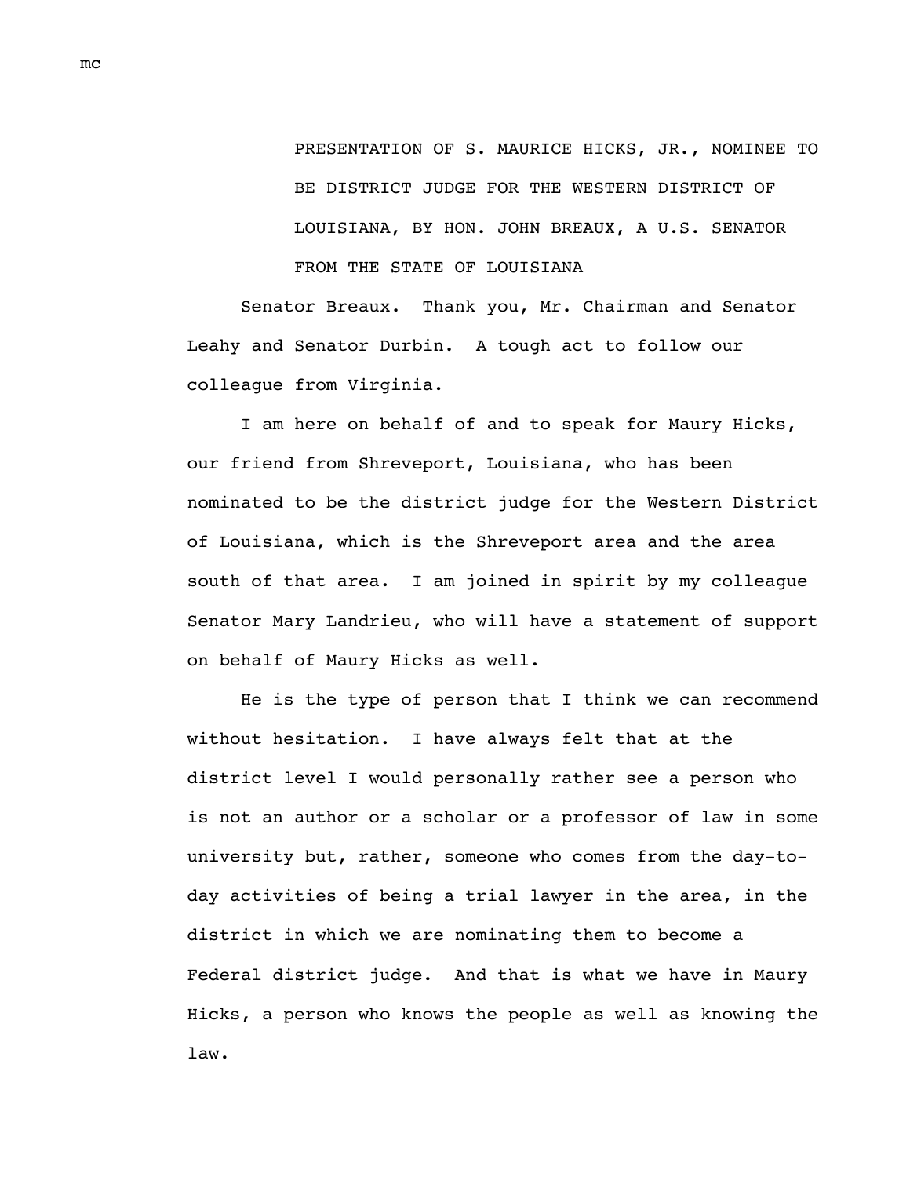PRESENTATION OF S. MAURICE HICKS, JR., NOMINEE TO BE DISTRICT JUDGE FOR THE WESTERN DISTRICT OF LOUISIANA, BY HON. JOHN BREAUX, A U.S. SENATOR FROM THE STATE OF LOUISIANA

Senator Breaux. Thank you, Mr. Chairman and Senator Leahy and Senator Durbin. A tough act to follow our colleague from Virginia.

I am here on behalf of and to speak for Maury Hicks, our friend from Shreveport, Louisiana, who has been nominated to be the district judge for the Western District of Louisiana, which is the Shreveport area and the area south of that area. I am joined in spirit by my colleague Senator Mary Landrieu, who will have a statement of support on behalf of Maury Hicks as well.

He is the type of person that I think we can recommend without hesitation. I have always felt that at the district level I would personally rather see a person who is not an author or a scholar or a professor of law in some university but, rather, someone who comes from the day-to-day activities of being a trial lawyer in the area, in the district in which we are nominating them to become a Federal district judge. And that is what we have in Maury Hicks, a person who knows the people as well as knowing the law.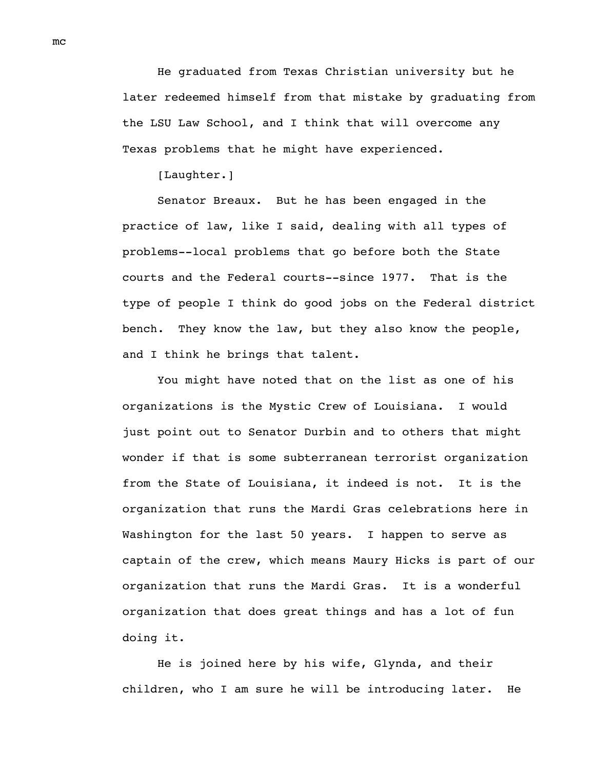He graduated from Texas Christian university but he later redeemed himself from that mistake by graduating from the LSU Law School, and I think that will overcome any Texas problems that he might have experienced.

[Laughter.]

Senator Breaux. But he has been engaged in the practice of law, like I said, dealing with all types of problems--local problems that go before both the State courts and the Federal courts--since 1977. That is the type of people I think do good jobs on the Federal district bench. They know the law, but they also know the people, and I think he brings that talent.

You might have noted that on the list as one of his organizations is the Mystic Crew of Louisiana. I would just point out to Senator Durbin and to others that might wonder if that is some subterranean terrorist organization from the State of Louisiana, it indeed is not. It is the organization that runs the Mardi Gras celebrations here in Washington for the last 50 years. I happen to serve as captain of the crew, which means Maury Hicks is part of our organization that runs the Mardi Gras. It is a wonderful organization that does great things and has a lot of fun doing it.

He is joined here by his wife, Glynda, and their children, who I am sure he will be introducing later. He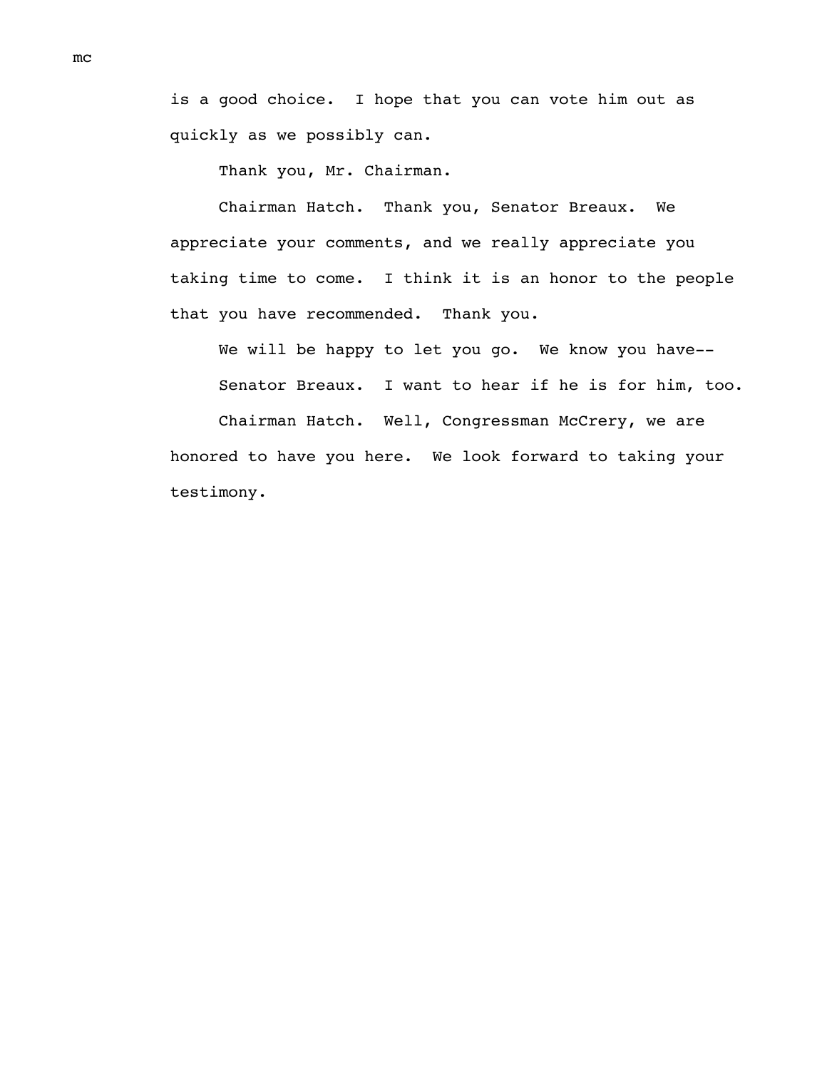is a good choice. I hope that you can vote him out as quickly as we possibly can.

Thank you, Mr. Chairman.

Chairman Hatch. Thank you, Senator Breaux. We appreciate your comments, and we really appreciate you taking time to come. I think it is an honor to the people that you have recommended. Thank you.

We will be happy to let you go. We know you have--

Senator Breaux. I want to hear if he is for him, too.

Chairman Hatch. Well, Congressman McCrery, we are honored to have you here. We look forward to taking your testimony.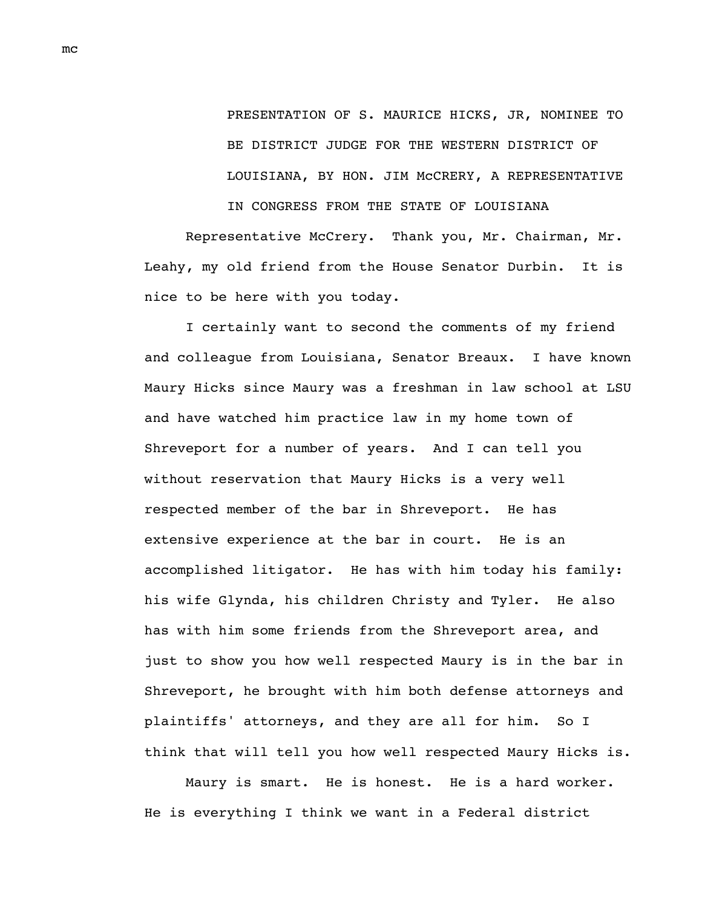PRESENTATION OF S. MAURICE HICKS, JR, NOMINEE TO BE DISTRICT JUDGE FOR THE WESTERN DISTRICT OF LOUISIANA, BY HON. JIM McCRERY, A REPRESENTATIVE IN CONGRESS FROM THE STATE OF LOUISIANA

Representative McCrery. Thank you, Mr. Chairman, Mr. Leahy, my old friend from the House Senator Durbin. It is nice to be here with you today.

I certainly want to second the comments of my friend and colleague from Louisiana, Senator Breaux. I have known Maury Hicks since Maury was a freshman in law school at LSU and have watched him practice law in my home town of Shreveport for a number of years. And I can tell you without reservation that Maury Hicks is a very well respected member of the bar in Shreveport. He has extensive experience at the bar in court. He is an accomplished litigator. He has with him today his family: his wife Glynda, his children Christy and Tyler. He also has with him some friends from the Shreveport area, and just to show you how well respected Maury is in the bar in Shreveport, he brought with him both defense attorneys and plaintiffs' attorneys, and they are all for him. So I think that will tell you how well respected Maury Hicks is.

Maury is smart. He is honest. He is a hard worker. He is everything I think we want in a Federal district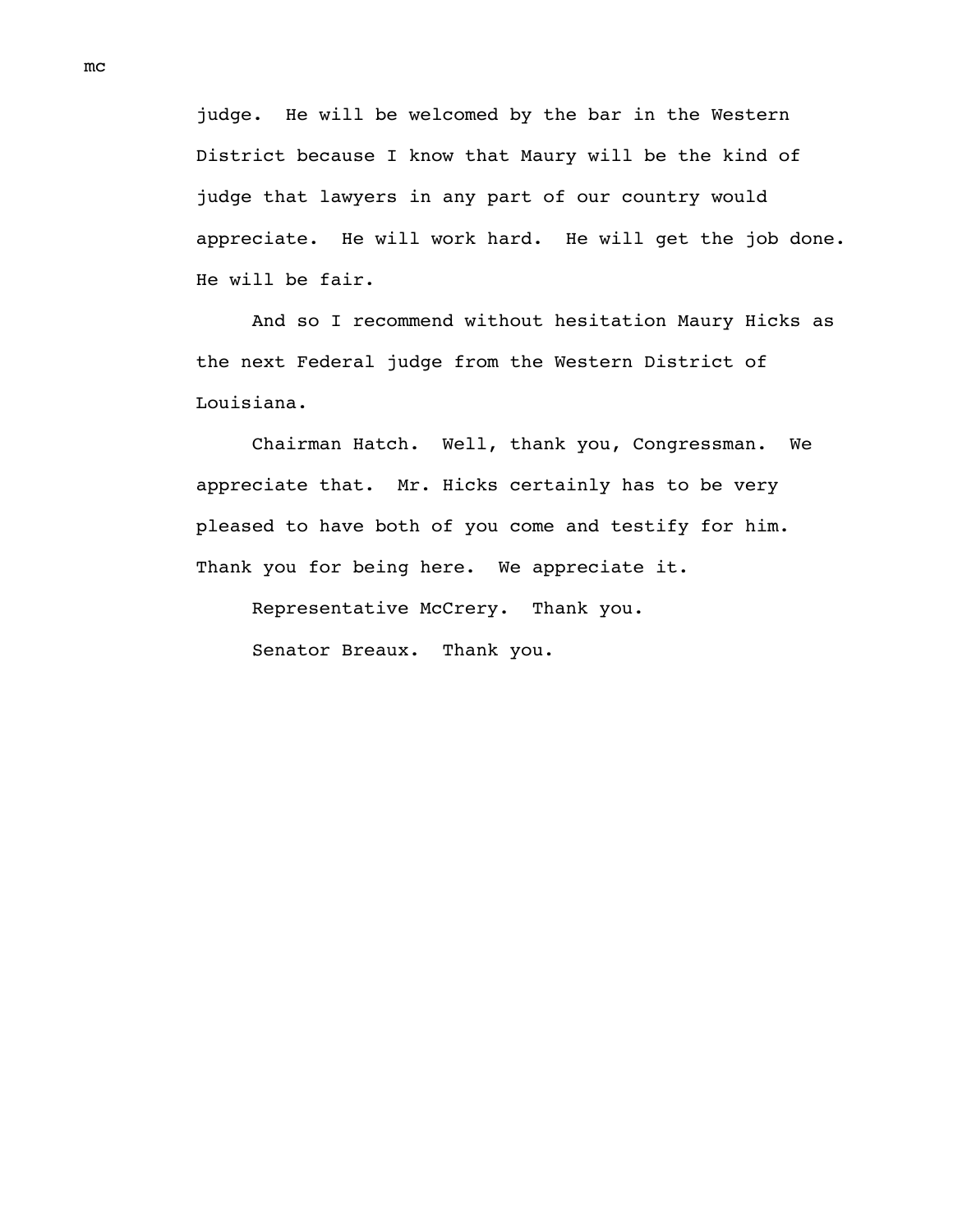judge. He will be welcomed by the bar in the Western District because I know that Maury will be the kind of judge that lawyers in any part of our country would appreciate. He will work hard. He will get the job done. He will be fair.

And so I recommend without hesitation Maury Hicks as the next Federal judge from the Western District of Louisiana.

Chairman Hatch. Well, thank you, Congressman. We appreciate that. Mr. Hicks certainly has to be very pleased to have both of you come and testify for him. Thank you for being here. We appreciate it.

Representative McCrery. Thank you.

Senator Breaux. Thank you.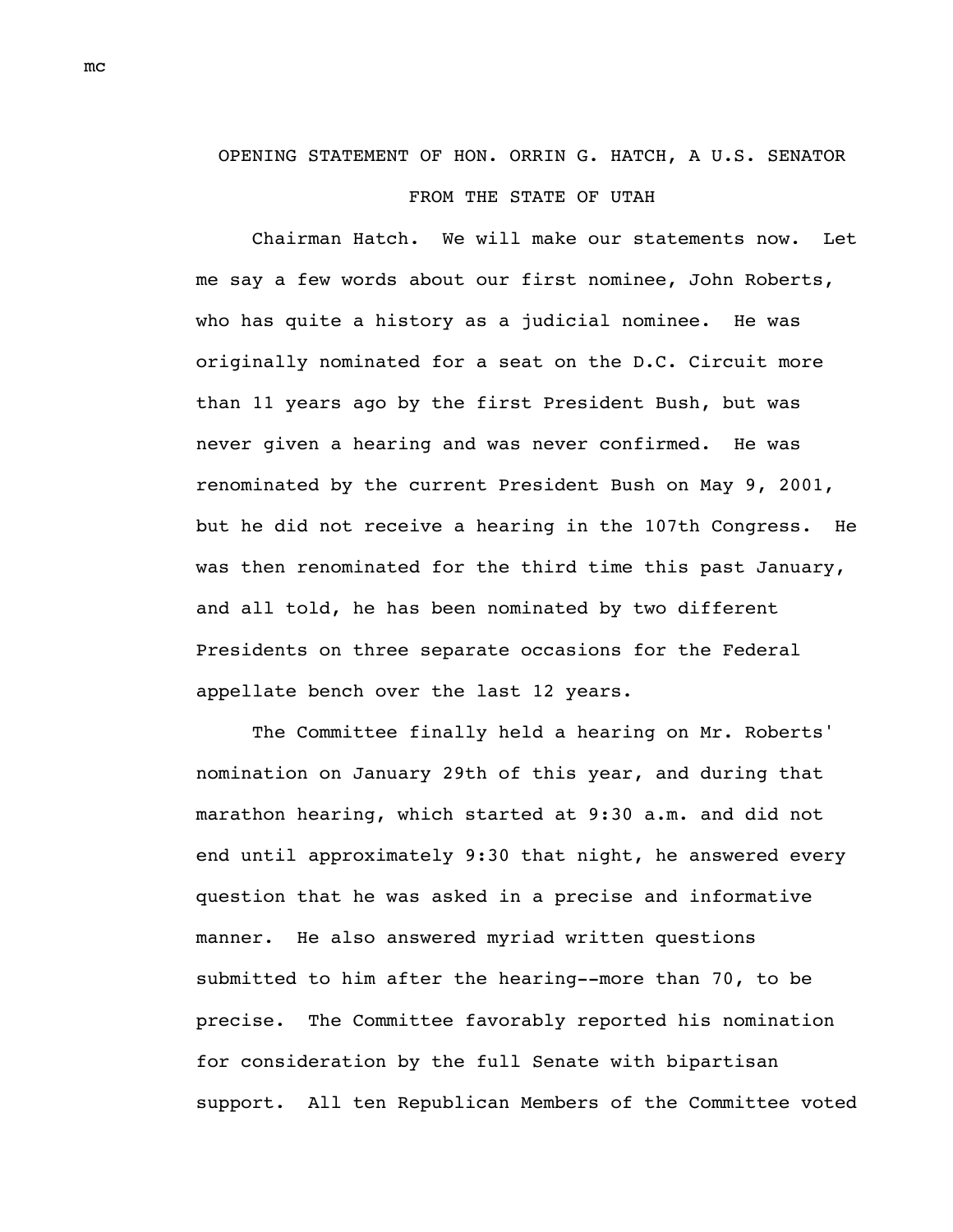## OPENING STATEMENT OF HON. ORRIN G. HATCH, A U.S. SENATOR FROM THE STATE OF UTAH

Chairman Hatch. We will make our statements now. Let me say a few words about our first nominee, John Roberts, who has quite a history as a judicial nominee. He was originally nominated for a seat on the D.C. Circuit more than 11 years ago by the first President Bush, but was never given a hearing and was never confirmed. He was renominated by the current President Bush on May 9, 2001, but he did not receive a hearing in the 107th Congress. He was then renominated for the third time this past January, and all told, he has been nominated by two different Presidents on three separate occasions for the Federal appellate bench over the last 12 years.

The Committee finally held a hearing on Mr. Roberts' nomination on January 29th of this year, and during that marathon hearing, which started at 9:30 a.m. and did not end until approximately 9:30 that night, he answered every question that he was asked in a precise and informative manner. He also answered myriad written questions submitted to him after the hearing--more than 70, to be precise. The Committee favorably reported his nomination for consideration by the full Senate with bipartisan support. All ten Republican Members of the Committee voted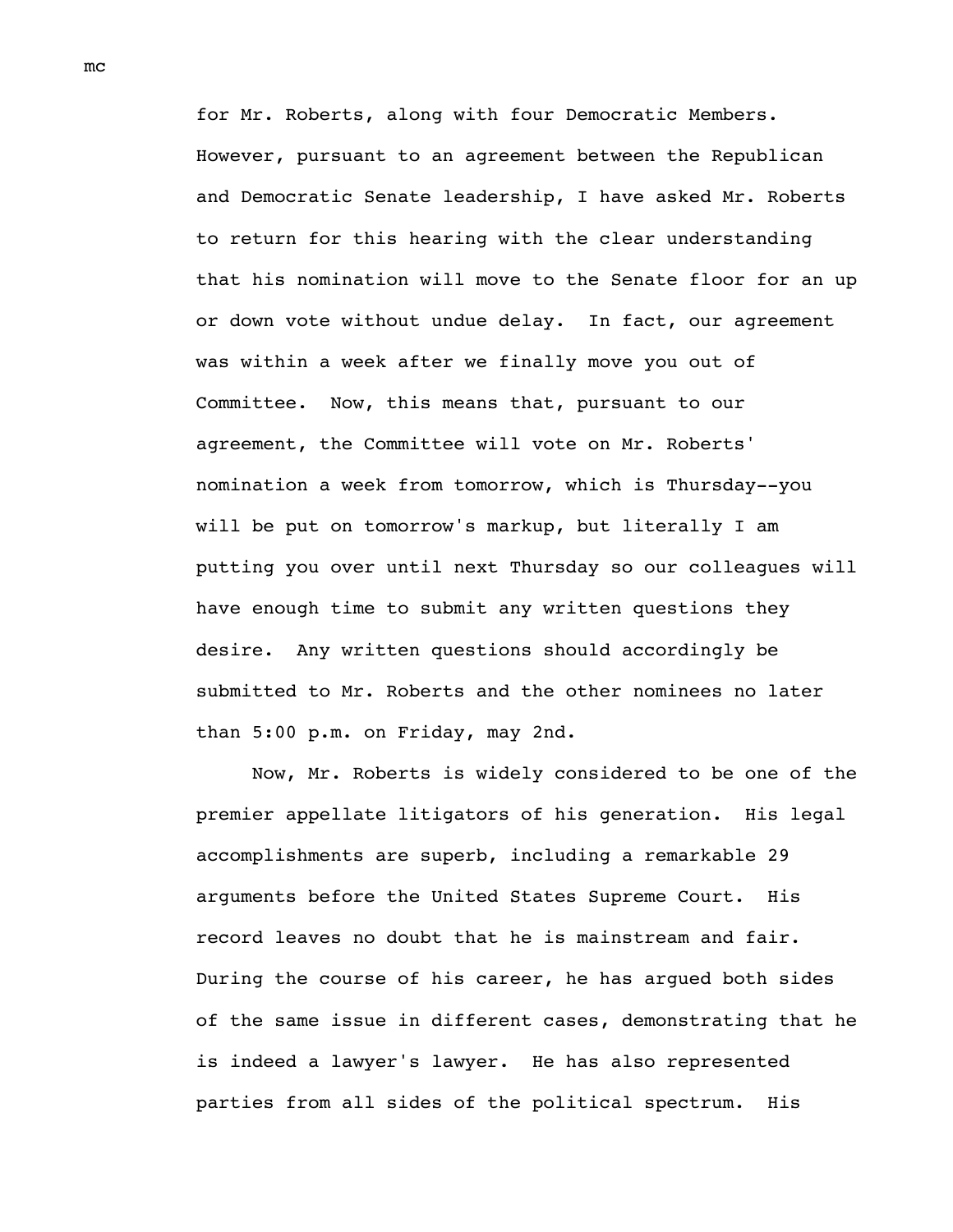for Mr. Roberts, along with four Democratic Members. However, pursuant to an agreement between the Republican and Democratic Senate leadership, I have asked Mr. Roberts to return for this hearing with the clear understanding that his nomination will move to the Senate floor for an up or down vote without undue delay. In fact, our agreement was within a week after we finally move you out of Committee. Now, this means that, pursuant to our agreement, the Committee will vote on Mr. Roberts' nomination a week from tomorrow, which is Thursday--you will be put on tomorrow's markup, but literally I am putting you over until next Thursday so our colleagues will have enough time to submit any written questions they desire. Any written questions should accordingly be submitted to Mr. Roberts and the other nominees no later than 5:00 p.m. on Friday, may 2nd.

Now, Mr. Roberts is widely considered to be one of the premier appellate litigators of his generation. His legal accomplishments are superb, including a remarkable 29 arguments before the United States Supreme Court. His record leaves no doubt that he is mainstream and fair. During the course of his career, he has argued both sides of the same issue in different cases, demonstrating that he is indeed a lawyer's lawyer. He has also represented parties from all sides of the political spectrum. His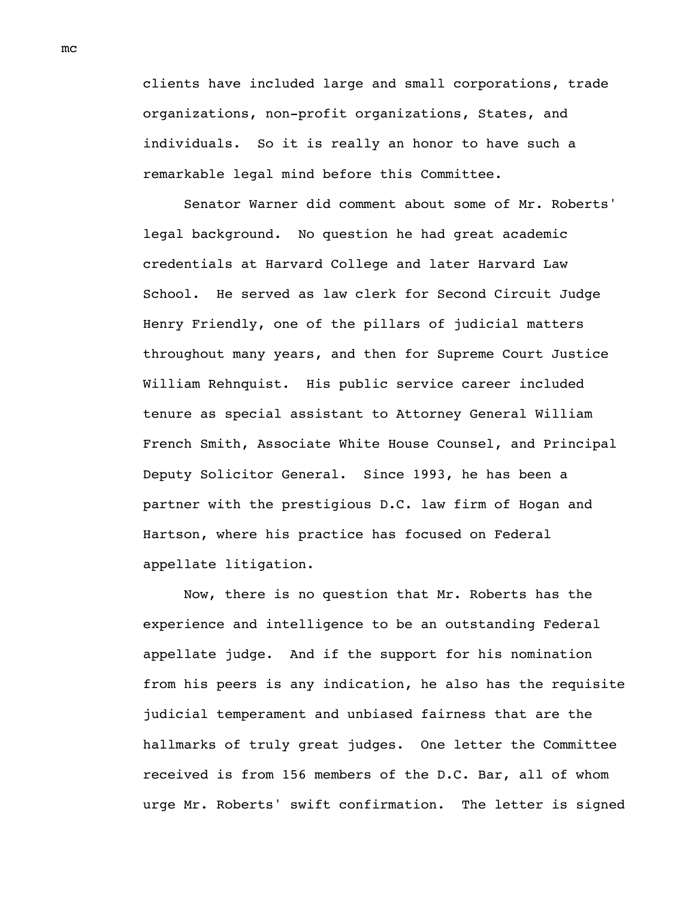clients have included large and small corporations, trade organizations, non-profit organizations, States, and individuals. So it is really an honor to have such a remarkable legal mind before this Committee.

Senator Warner did comment about some of Mr. Roberts' legal background. No question he had great academic credentials at Harvard College and later Harvard Law School. He served as law clerk for Second Circuit Judge Henry Friendly, one of the pillars of judicial matters throughout many years, and then for Supreme Court Justice William Rehnquist. His public service career included tenure as special assistant to Attorney General William French Smith, Associate White House Counsel, and Principal Deputy Solicitor General. Since 1993, he has been a partner with the prestigious D.C. law firm of Hogan and Hartson, where his practice has focused on Federal appellate litigation.

Now, there is no question that Mr. Roberts has the experience and intelligence to be an outstanding Federal appellate judge. And if the support for his nomination from his peers is any indication, he also has the requisite judicial temperament and unbiased fairness that are the hallmarks of truly great judges. One letter the Committee received is from 156 members of the D.C. Bar, all of whom urge Mr. Roberts' swift confirmation. The letter is signed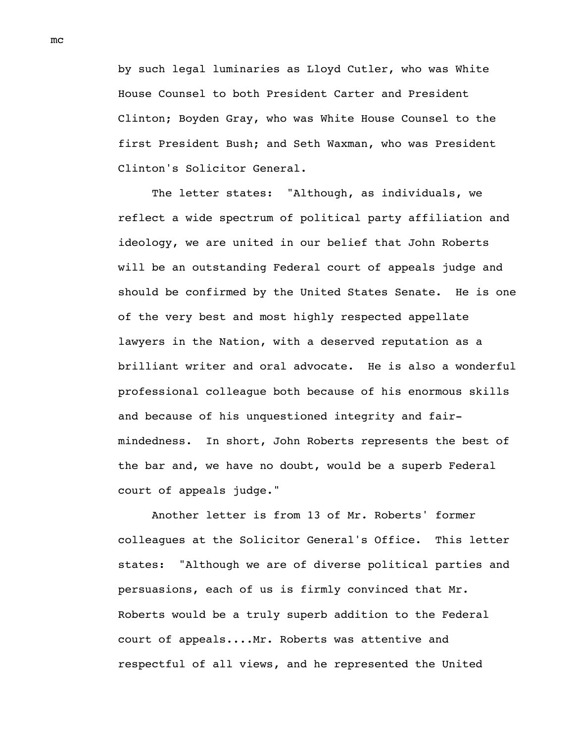by such legal luminaries as Lloyd Cutler, who was White House Counsel to both President Carter and President Clinton; Boyden Gray, who was White House Counsel to the first President Bush; and Seth Waxman, who was President Clinton's Solicitor General.

The letter states: "Although, as individuals, we reflect a wide spectrum of political party affiliation and ideology, we are united in our belief that John Roberts will be an outstanding Federal court of appeals judge and should be confirmed by the United States Senate. He is one of the very best and most highly respected appellate lawyers in the Nation, with a deserved reputation as a brilliant writer and oral advocate. He is also a wonderful professional colleague both because of his enormous skills and because of his unquestioned integrity and fair-mindedness. In short, John Roberts represents the best of the bar and, we have no doubt, would be a superb Federal court of appeals judge."

Another letter is from 13 of Mr. Roberts' former colleagues at the Solicitor General's Office. This letter states: "Although we are of diverse political parties and persuasions, each of us is firmly convinced that Mr. Roberts would be a truly superb addition to the Federal court of appeals....Mr. Roberts was attentive and respectful of all views, and he represented the United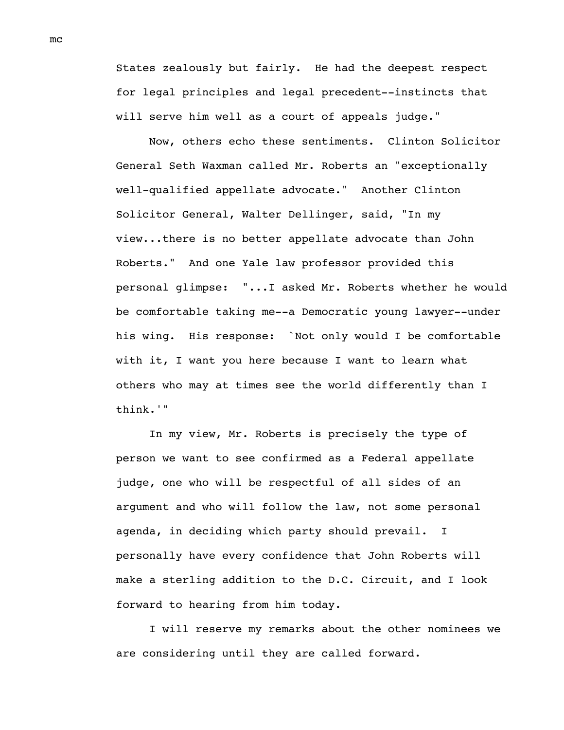States zealously but fairly. He had the deepest respect for legal principles and legal precedent--instincts that will serve him well as a court of appeals judge."

Now, others echo these sentiments. Clinton Solicitor General Seth Waxman called Mr. Roberts an "exceptionally well-qualified appellate advocate." Another Clinton Solicitor General, Walter Dellinger, said, "In my view...there is no better appellate advocate than John Roberts." And one Yale law professor provided this personal glimpse: "...I asked Mr. Roberts whether he would be comfortable taking me--a Democratic young lawyer--under his wing. His response: `Not only would I be comfortable with it, I want you here because I want to learn what others who may at times see the world differently than I think.'"

In my view, Mr. Roberts is precisely the type of person we want to see confirmed as a Federal appellate judge, one who will be respectful of all sides of an argument and who will follow the law, not some personal agenda, in deciding which party should prevail. I personally have every confidence that John Roberts will make a sterling addition to the D.C. Circuit, and I look forward to hearing from him today.

I will reserve my remarks about the other nominees we are considering until they are called forward.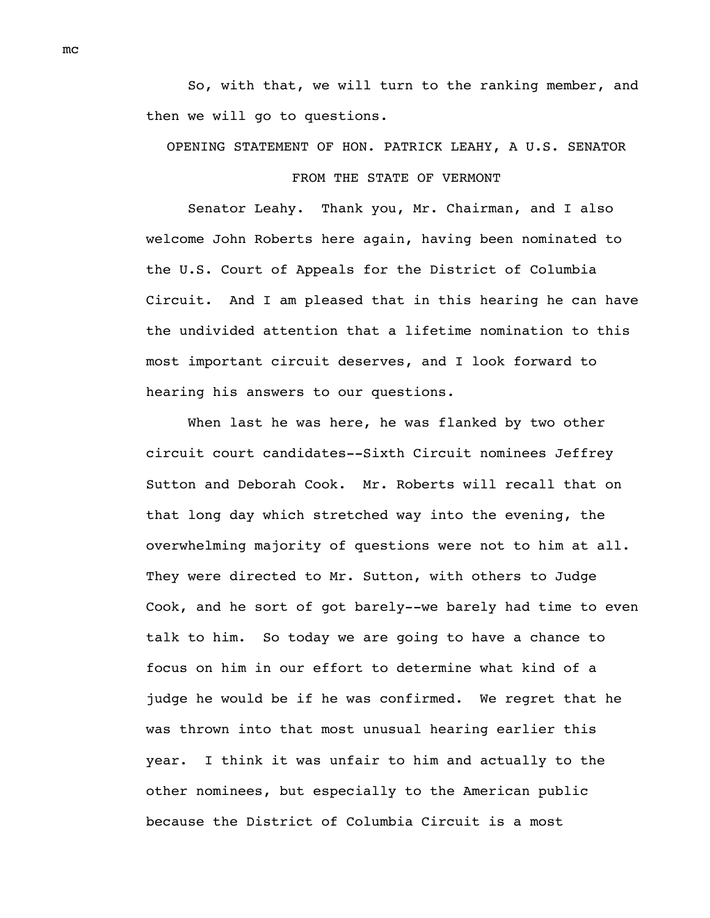So, with that, we will turn to the ranking member, and then we will go to questions.

## OPENING STATEMENT OF HON. PATRICK LEAHY, A U.S. SENATOR FROM THE STATE OF VERMONT

Senator Leahy. Thank you, Mr. Chairman, and I also welcome John Roberts here again, having been nominated to the U.S. Court of Appeals for the District of Columbia Circuit. And I am pleased that in this hearing he can have the undivided attention that a lifetime nomination to this most important circuit deserves, and I look forward to hearing his answers to our questions.

When last he was here, he was flanked by two other circuit court candidates--Sixth Circuit nominees Jeffrey Sutton and Deborah Cook. Mr. Roberts will recall that on that long day which stretched way into the evening, the overwhelming majority of questions were not to him at all. They were directed to Mr. Sutton, with others to Judge Cook, and he sort of got barely--we barely had time to even talk to him. So today we are going to have a chance to focus on him in our effort to determine what kind of a judge he would be if he was confirmed. We regret that he was thrown into that most unusual hearing earlier this year. I think it was unfair to him and actually to the other nominees, but especially to the American public because the District of Columbia Circuit is a most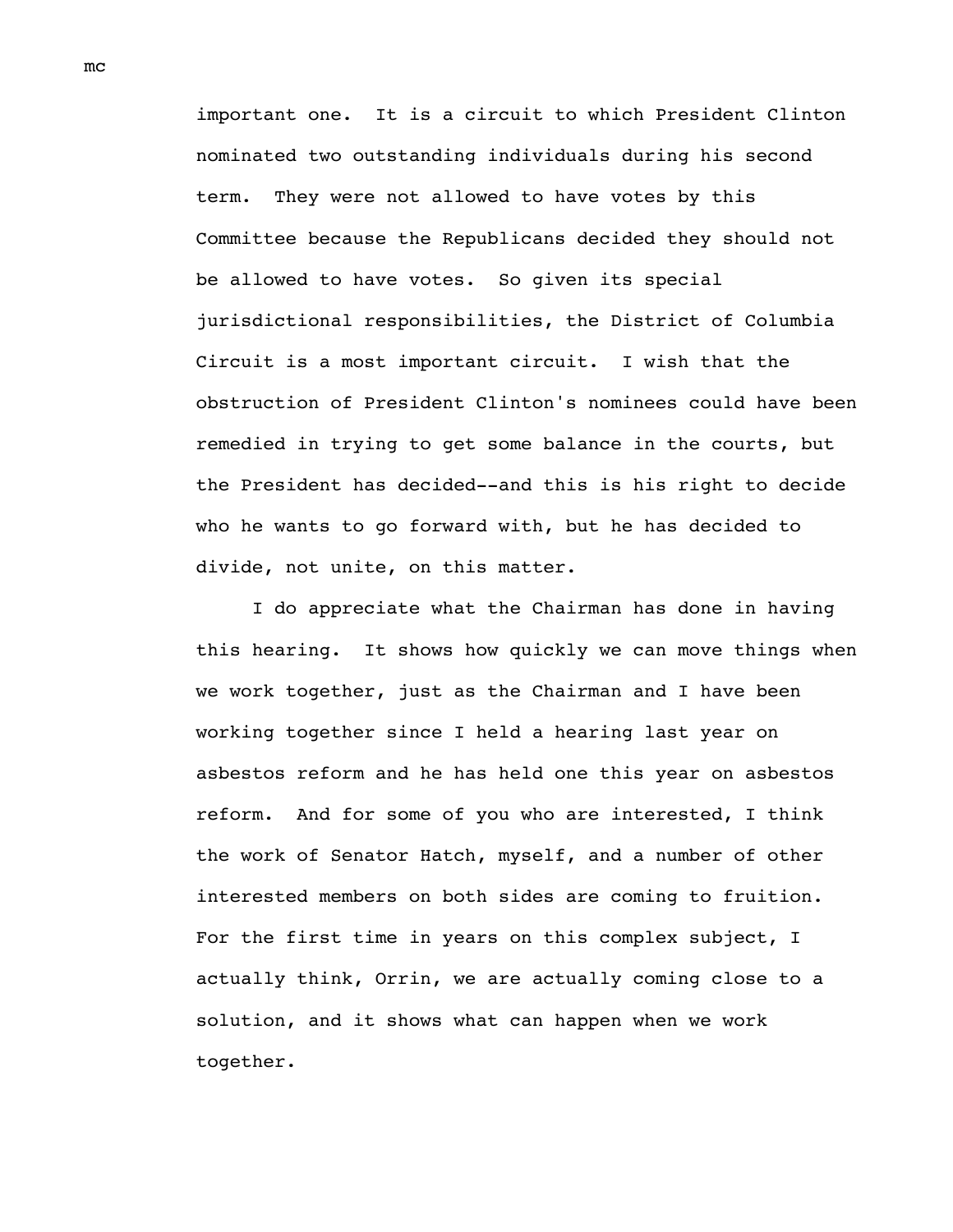important one. It is a circuit to which President Clinton nominated two outstanding individuals during his second term. They were not allowed to have votes by this Committee because the Republicans decided they should not be allowed to have votes. So given its special jurisdictional responsibilities, the District of Columbia Circuit is a most important circuit. I wish that the obstruction of President Clinton's nominees could have been remedied in trying to get some balance in the courts, but the President has decided--and this is his right to decide who he wants to go forward with, but he has decided to divide, not unite, on this matter.

I do appreciate what the Chairman has done in having this hearing. It shows how quickly we can move things when we work together, just as the Chairman and I have been working together since I held a hearing last year on asbestos reform and he has held one this year on asbestos reform. And for some of you who are interested, I think the work of Senator Hatch, myself, and a number of other interested members on both sides are coming to fruition. For the first time in years on this complex subject, I actually think, Orrin, we are actually coming close to a solution, and it shows what can happen when we work together.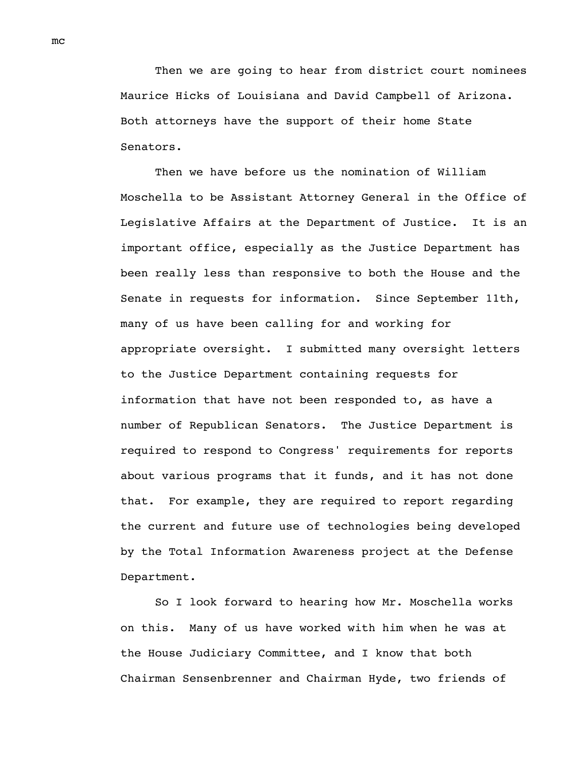Then we are going to hear from district court nominees Maurice Hicks of Louisiana and David Campbell of Arizona. Both attorneys have the support of their home State Senators.

Then we have before us the nomination of William Moschella to be Assistant Attorney General in the Office of Legislative Affairs at the Department of Justice. It is an important office, especially as the Justice Department has been really less than responsive to both the House and the Senate in requests for information. Since September 11th, many of us have been calling for and working for appropriate oversight. I submitted many oversight letters to the Justice Department containing requests for information that have not been responded to, as have a number of Republican Senators. The Justice Department is required to respond to Congress' requirements for reports about various programs that it funds, and it has not done that. For example, they are required to report regarding the current and future use of technologies being developed by the Total Information Awareness project at the Defense Department.

So I look forward to hearing how Mr. Moschella works on this. Many of us have worked with him when he was at the House Judiciary Committee, and I know that both Chairman Sensenbrenner and Chairman Hyde, two friends of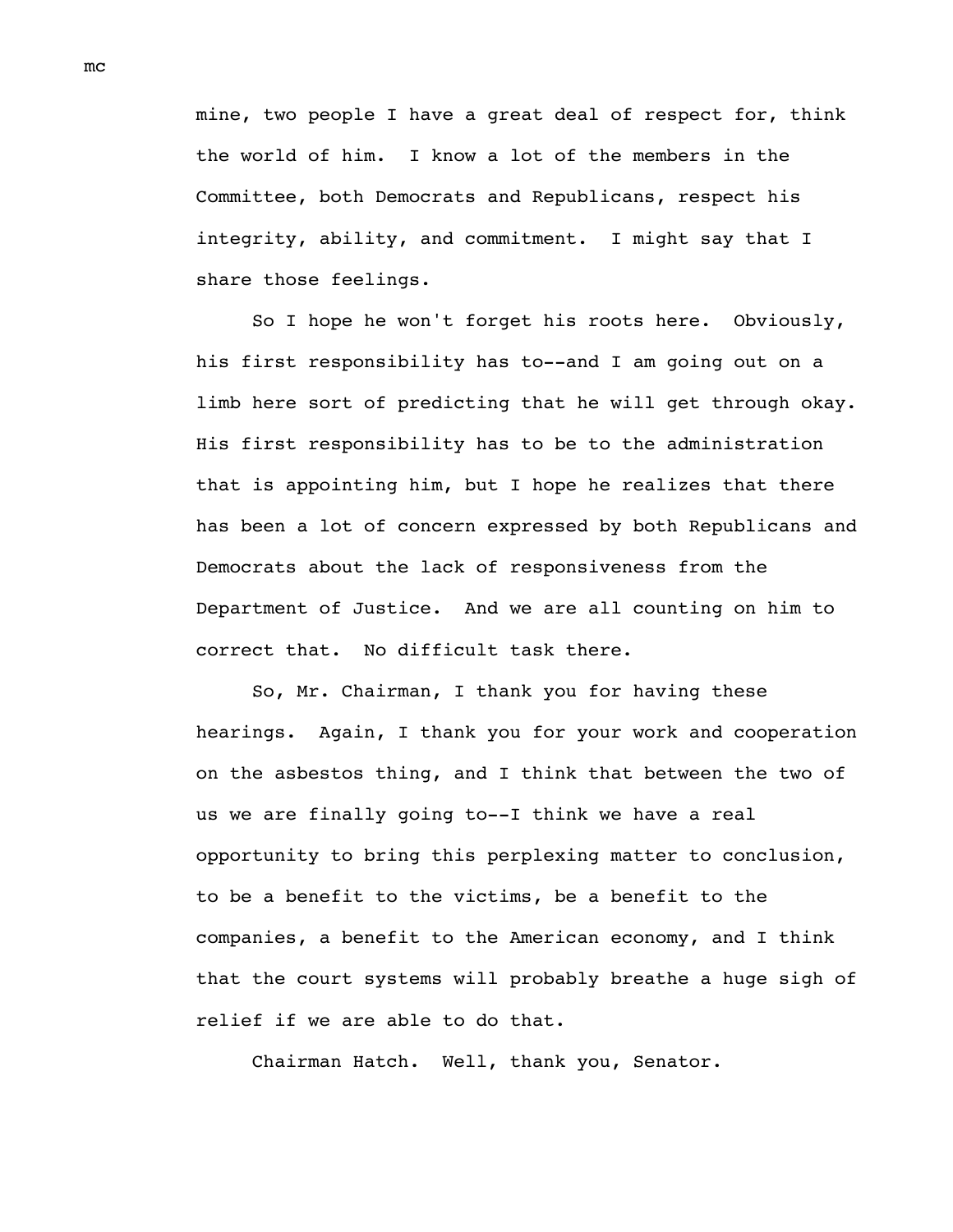mine, two people I have a great deal of respect for, think the world of him. I know a lot of the members in the Committee, both Democrats and Republicans, respect his integrity, ability, and commitment. I might say that I share those feelings.

So I hope he won't forget his roots here. Obviously, his first responsibility has to--and I am going out on a limb here sort of predicting that he will get through okay. His first responsibility has to be to the administration that is appointing him, but I hope he realizes that there has been a lot of concern expressed by both Republicans and Democrats about the lack of responsiveness from the Department of Justice. And we are all counting on him to correct that. No difficult task there.

So, Mr. Chairman, I thank you for having these hearings. Again, I thank you for your work and cooperation on the asbestos thing, and I think that between the two of us we are finally going to--I think we have a real opportunity to bring this perplexing matter to conclusion, to be a benefit to the victims, be a benefit to the companies, a benefit to the American economy, and I think that the court systems will probably breathe a huge sigh of relief if we are able to do that.

Chairman Hatch. Well, thank you, Senator.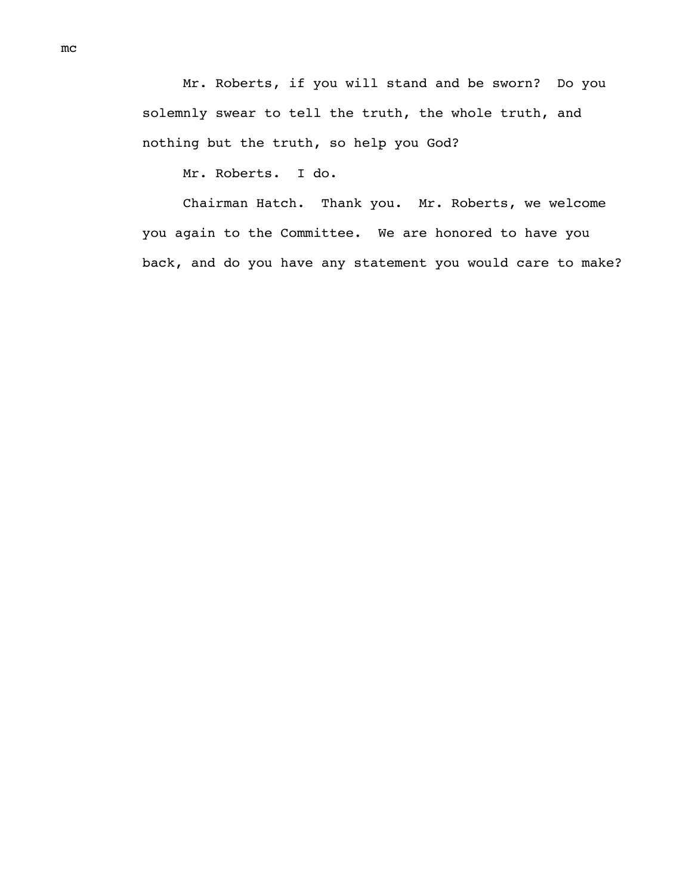Mr. Roberts, if you will stand and be sworn? Do you solemnly swear to tell the truth, the whole truth, and nothing but the truth, so help you God?

Mr. Roberts. I do.

Chairman Hatch. Thank you. Mr. Roberts, we welcome you again to the Committee. We are honored to have you back, and do you have any statement you would care to make?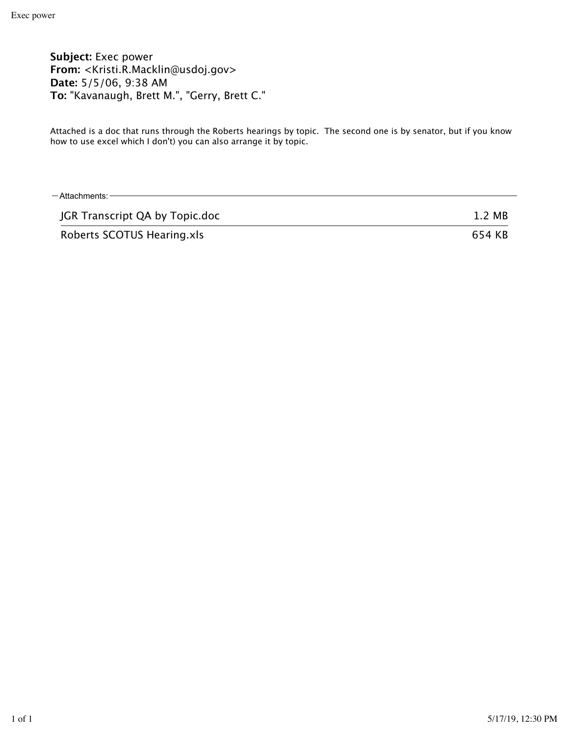**Subject:** Exec power
**From:** <Kristi.R.Macklin@usdoj.gov>
**Date:** 5/5/06, 9:38 AM
**To:** "Kavanaugh, Brett M.", "Gerry, Brett C."

Attached is a doc that runs through the Roberts hearings by topic. The second one is by senator, but if you know how to use excel which I don't) you can also arrange it by topic.

— Attachments:

| | |
|---|---|
| JGR Transcript QA by Topic.doc | 1.2 MB |
| Roberts SCOTUS Hearing.xls | 654 KB |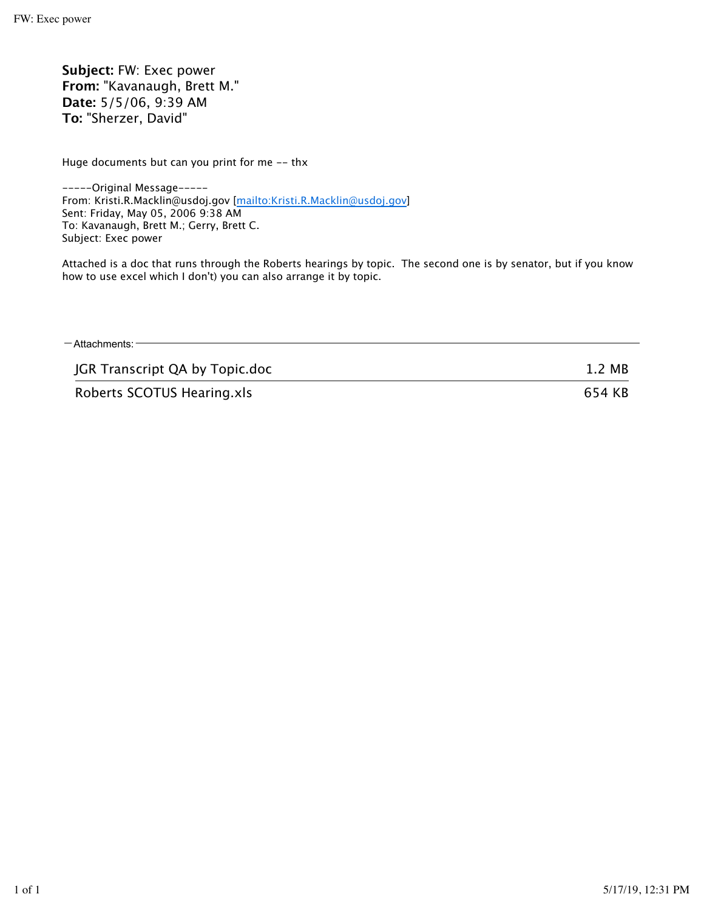**Subject:** FW: Exec power
**From:** "Kavanaugh, Brett M."
**Date:** 5/5/06, 9:39 AM
**To:** "Sherzer, David"

Huge documents but can you print for me -- thx

-----Original Message-----
From: Kristi.R.Macklin@usdoj.gov [mailto:Kristi.R.Macklin@usdoj.gov]
Sent: Friday, May 05, 2006 9:38 AM
To: Kavanaugh, Brett M.; Gerry, Brett C.
Subject: Exec power

Attached is a doc that runs through the Roberts hearings by topic. The second one is by senator, but if you know how to use excel which I don't) you can also arrange it by topic.

Attachments:

| | |
|---|---|
| JGR Transcript QA by Topic.doc | 1.2 MB |
| Roberts SCOTUS Hearing.xls | 654 KB |